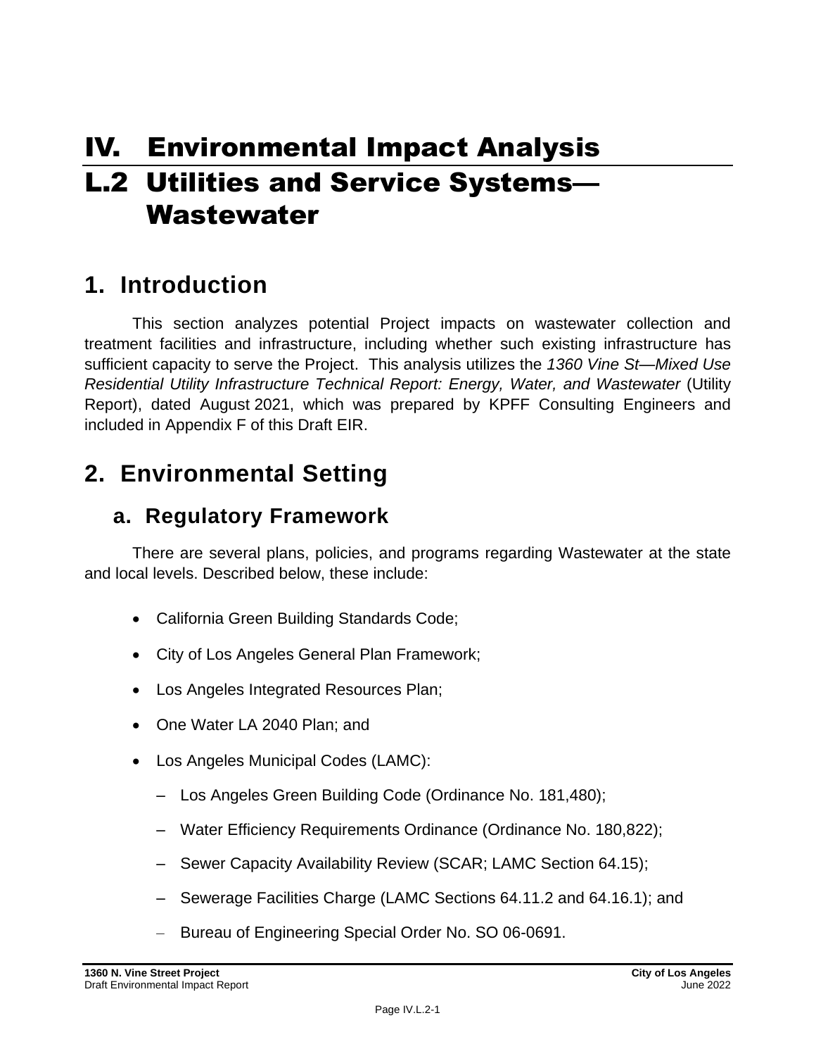# IV. Environmental Impact Analysis

# L.2 Utilities and Service Systems—Wastewater

## 1. Introduction

This section analyzes potential Project impacts on wastewater collection and treatment facilities and infrastructure, including whether such existing infrastructure has sufficient capacity to serve the Project. This analysis utilizes the *1360 Vine St—Mixed Use Residential Utility Infrastructure Technical Report: Energy, Water, and Wastewater* (Utility Report), dated August 2021, which was prepared by KPFF Consulting Engineers and included in Appendix F of this Draft EIR.

## 2. Environmental Setting

### a. Regulatory Framework

There are several plans, policies, and programs regarding Wastewater at the state and local levels. Described below, these include:

- California Green Building Standards Code;
- City of Los Angeles General Plan Framework;
- Los Angeles Integrated Resources Plan;
- One Water LA 2040 Plan; and
- Los Angeles Municipal Codes (LAMC):
  - Los Angeles Green Building Code (Ordinance No. 181,480);
  - Water Efficiency Requirements Ordinance (Ordinance No. 180,822);
  - Sewer Capacity Availability Review (SCAR; LAMC Section 64.15);
  - Sewerage Facilities Charge (LAMC Sections 64.11.2 and 64.16.1); and
  - Bureau of Engineering Special Order No. SO 06-0691.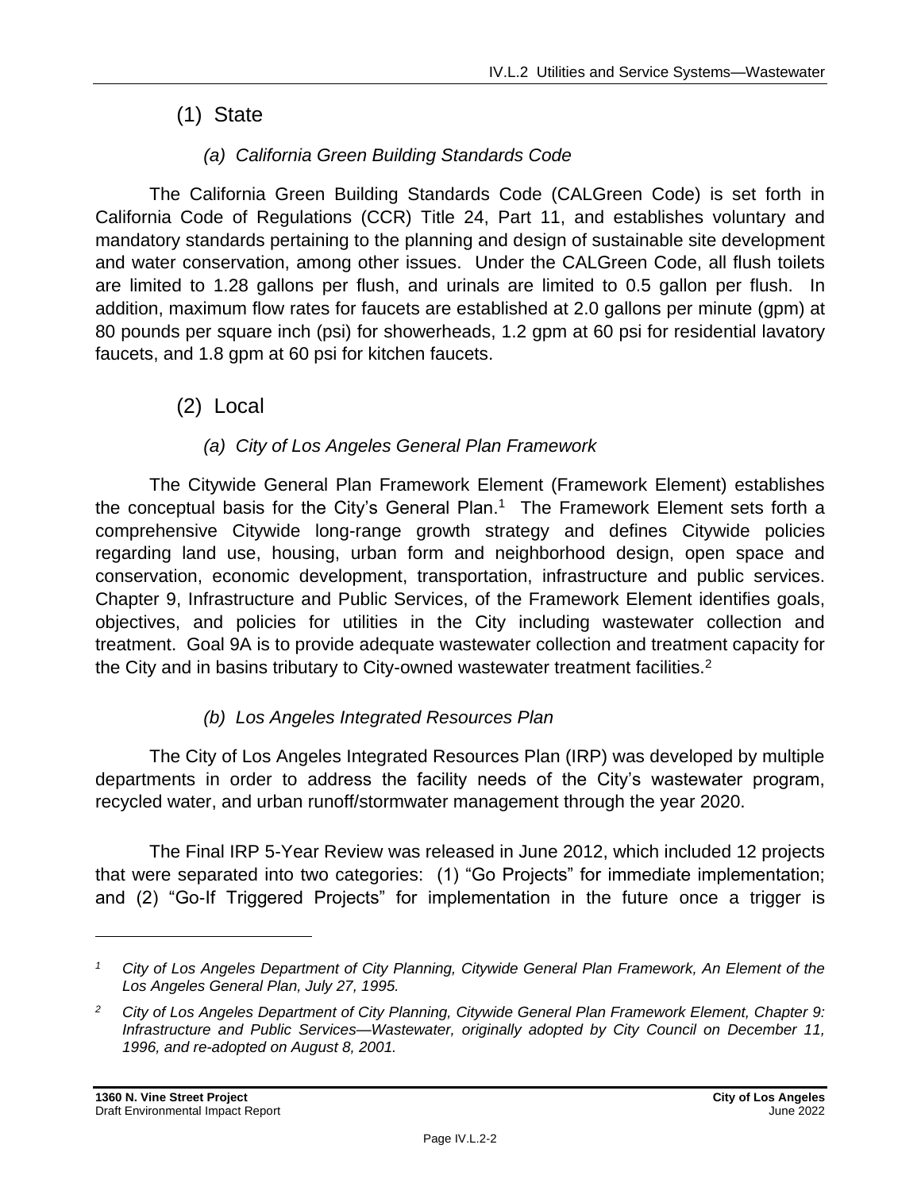## (1) State

### *(a) California Green Building Standards Code*

The California Green Building Standards Code (CALGreen Code) is set forth in California Code of Regulations (CCR) Title 24, Part 11, and establishes voluntary and mandatory standards pertaining to the planning and design of sustainable site development and water conservation, among other issues. Under the CALGreen Code, all flush toilets are limited to 1.28 gallons per flush, and urinals are limited to 0.5 gallon per flush. In addition, maximum flow rates for faucets are established at 2.0 gallons per minute (gpm) at 80 pounds per square inch (psi) for showerheads, 1.2 gpm at 60 psi for residential lavatory faucets, and 1.8 gpm at 60 psi for kitchen faucets.

## (2) Local

### *(a) City of Los Angeles General Plan Framework*

The Citywide General Plan Framework Element (Framework Element) establishes the conceptual basis for the City's General Plan.[1] The Framework Element sets forth a comprehensive Citywide long-range growth strategy and defines Citywide policies regarding land use, housing, urban form and neighborhood design, open space and conservation, economic development, transportation, infrastructure and public services. Chapter 9, Infrastructure and Public Services, of the Framework Element identifies goals, objectives, and policies for utilities in the City including wastewater collection and treatment. Goal 9A is to provide adequate wastewater collection and treatment capacity for the City and in basins tributary to City-owned wastewater treatment facilities.[2]

### *(b) Los Angeles Integrated Resources Plan*

The City of Los Angeles Integrated Resources Plan (IRP) was developed by multiple departments in order to address the facility needs of the City's wastewater program, recycled water, and urban runoff/stormwater management through the year 2020.

The Final IRP 5-Year Review was released in June 2012, which included 12 projects that were separated into two categories: (1) "Go Projects" for immediate implementation; and (2) "Go-If Triggered Projects" for implementation in the future once a trigger is

---

*[1] City of Los Angeles Department of City Planning, Citywide General Plan Framework, An Element of the Los Angeles General Plan, July 27, 1995.*

*[2] City of Los Angeles Department of City Planning, Citywide General Plan Framework Element, Chapter 9: Infrastructure and Public Services—Wastewater, originally adopted by City Council on December 11, 1996, and re-adopted on August 8, 2001.*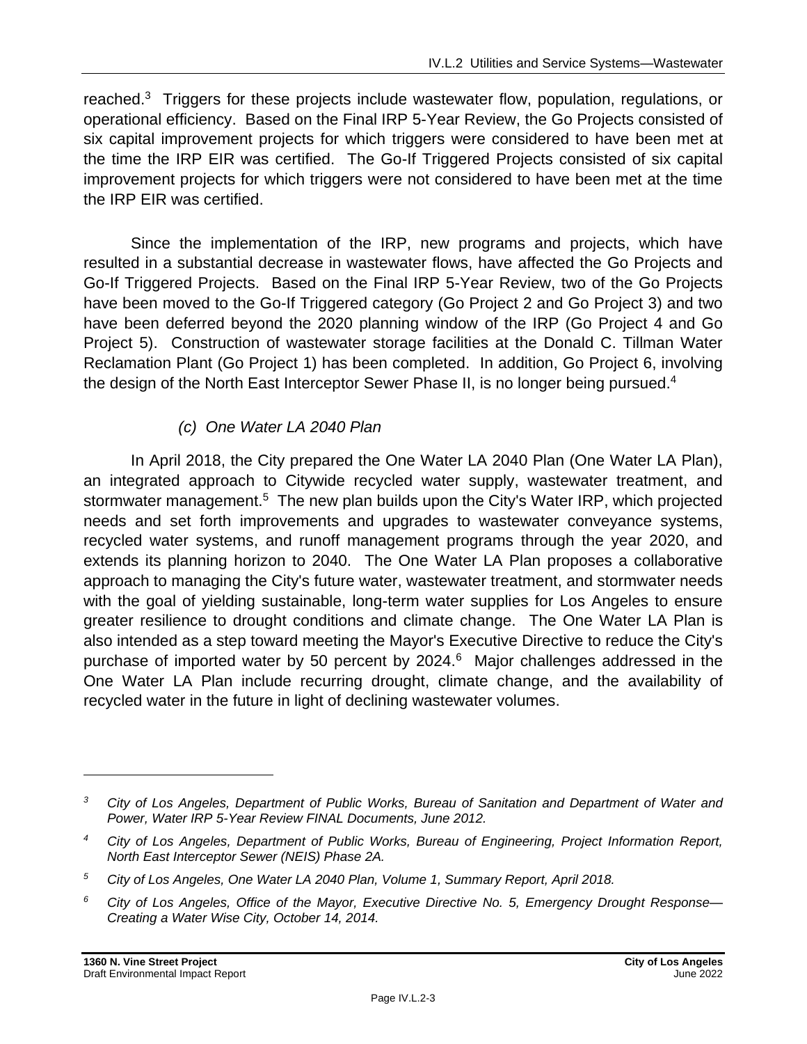reached.[3] Triggers for these projects include wastewater flow, population, regulations, or operational efficiency. Based on the Final IRP 5-Year Review, the Go Projects consisted of six capital improvement projects for which triggers were considered to have been met at the time the IRP EIR was certified. The Go-If Triggered Projects consisted of six capital improvement projects for which triggers were not considered to have been met at the time the IRP EIR was certified.

Since the implementation of the IRP, new programs and projects, which have resulted in a substantial decrease in wastewater flows, have affected the Go Projects and Go-If Triggered Projects. Based on the Final IRP 5-Year Review, two of the Go Projects have been moved to the Go-If Triggered category (Go Project 2 and Go Project 3) and two have been deferred beyond the 2020 planning window of the IRP (Go Project 4 and Go Project 5). Construction of wastewater storage facilities at the Donald C. Tillman Water Reclamation Plant (Go Project 1) has been completed. In addition, Go Project 6, involving the design of the North East Interceptor Sewer Phase II, is no longer being pursued.[4]

*(c) One Water LA 2040 Plan*

In April 2018, the City prepared the One Water LA 2040 Plan (One Water LA Plan), an integrated approach to Citywide recycled water supply, wastewater treatment, and stormwater management.[5] The new plan builds upon the City's Water IRP, which projected needs and set forth improvements and upgrades to wastewater conveyance systems, recycled water systems, and runoff management programs through the year 2020, and extends its planning horizon to 2040. The One Water LA Plan proposes a collaborative approach to managing the City's future water, wastewater treatment, and stormwater needs with the goal of yielding sustainable, long-term water supplies for Los Angeles to ensure greater resilience to drought conditions and climate change. The One Water LA Plan is also intended as a step toward meeting the Mayor's Executive Directive to reduce the City's purchase of imported water by 50 percent by 2024.[6] Major challenges addressed in the One Water LA Plan include recurring drought, climate change, and the availability of recycled water in the future in light of declining wastewater volumes.

---

[3] *City of Los Angeles, Department of Public Works, Bureau of Sanitation and Department of Water and Power, Water IRP 5-Year Review FINAL Documents, June 2012.*

[4] *City of Los Angeles, Department of Public Works, Bureau of Engineering, Project Information Report, North East Interceptor Sewer (NEIS) Phase 2A.*

[5] *City of Los Angeles, One Water LA 2040 Plan, Volume 1, Summary Report, April 2018.*

[6] *City of Los Angeles, Office of the Mayor, Executive Directive No. 5, Emergency Drought Response—Creating a Water Wise City, October 14, 2014.*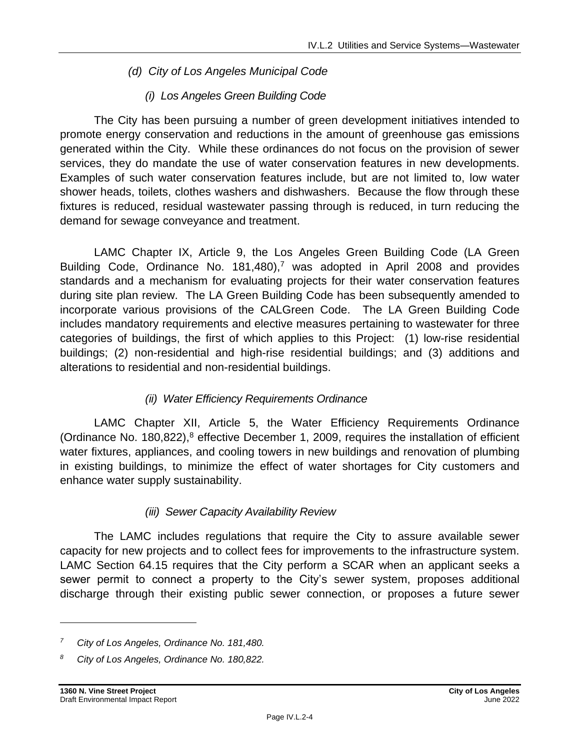#### *(d) City of Los Angeles Municipal Code*

##### *(i) Los Angeles Green Building Code*

The City has been pursuing a number of green development initiatives intended to promote energy conservation and reductions in the amount of greenhouse gas emissions generated within the City. While these ordinances do not focus on the provision of sewer services, they do mandate the use of water conservation features in new developments. Examples of such water conservation features include, but are not limited to, low water shower heads, toilets, clothes washers and dishwashers. Because the flow through these fixtures is reduced, residual wastewater passing through is reduced, in turn reducing the demand for sewage conveyance and treatment.

LAMC Chapter IX, Article 9, the Los Angeles Green Building Code (LA Green Building Code, Ordinance No. 181,480),[7] was adopted in April 2008 and provides standards and a mechanism for evaluating projects for their water conservation features during site plan review. The LA Green Building Code has been subsequently amended to incorporate various provisions of the CALGreen Code. The LA Green Building Code includes mandatory requirements and elective measures pertaining to wastewater for three categories of buildings, the first of which applies to this Project: (1) low-rise residential buildings; (2) non-residential and high-rise residential buildings; and (3) additions and alterations to residential and non-residential buildings.

##### *(ii) Water Efficiency Requirements Ordinance*

LAMC Chapter XII, Article 5, the Water Efficiency Requirements Ordinance (Ordinance No. 180,822),[8] effective December 1, 2009, requires the installation of efficient water fixtures, appliances, and cooling towers in new buildings and renovation of plumbing in existing buildings, to minimize the effect of water shortages for City customers and enhance water supply sustainability.

##### *(iii) Sewer Capacity Availability Review*

The LAMC includes regulations that require the City to assure available sewer capacity for new projects and to collect fees for improvements to the infrastructure system. LAMC Section 64.15 requires that the City perform a SCAR when an applicant seeks a sewer permit to connect a property to the City's sewer system, proposes additional discharge through their existing public sewer connection, or proposes a future sewer

---

*[7] City of Los Angeles, Ordinance No. 181,480.*

*[8] City of Los Angeles, Ordinance No. 180,822.*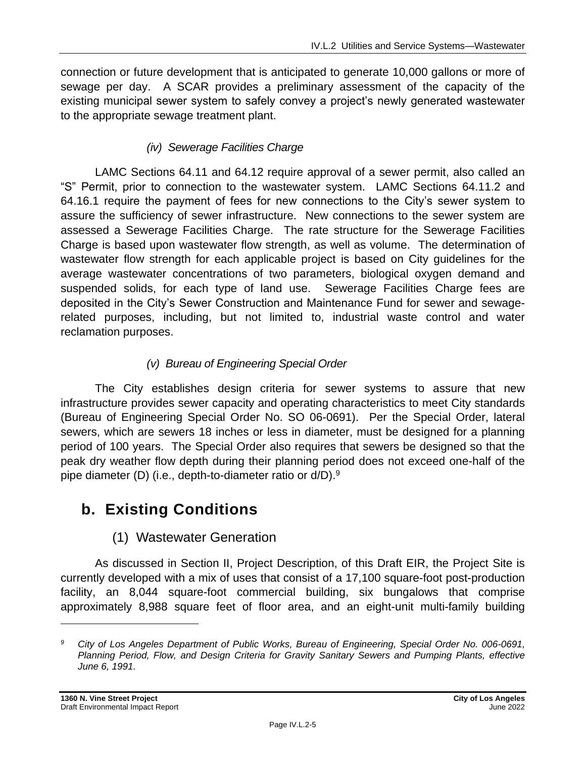connection or future development that is anticipated to generate 10,000 gallons or more of sewage per day. A SCAR provides a preliminary assessment of the capacity of the existing municipal sewer system to safely convey a project's newly generated wastewater to the appropriate sewage treatment plant.

*(iv) Sewerage Facilities Charge*

LAMC Sections 64.11 and 64.12 require approval of a sewer permit, also called an "S" Permit, prior to connection to the wastewater system. LAMC Sections 64.11.2 and 64.16.1 require the payment of fees for new connections to the City's sewer system to assure the sufficiency of sewer infrastructure. New connections to the sewer system are assessed a Sewerage Facilities Charge. The rate structure for the Sewerage Facilities Charge is based upon wastewater flow strength, as well as volume. The determination of wastewater flow strength for each applicable project is based on City guidelines for the average wastewater concentrations of two parameters, biological oxygen demand and suspended solids, for each type of land use. Sewerage Facilities Charge fees are deposited in the City's Sewer Construction and Maintenance Fund for sewer and sewage-related purposes, including, but not limited to, industrial waste control and water reclamation purposes.

*(v) Bureau of Engineering Special Order*

The City establishes design criteria for sewer systems to assure that new infrastructure provides sewer capacity and operating characteristics to meet City standards (Bureau of Engineering Special Order No. SO 06-0691). Per the Special Order, lateral sewers, which are sewers 18 inches or less in diameter, must be designed for a planning period of 100 years. The Special Order also requires that sewers be designed so that the peak dry weather flow depth during their planning period does not exceed one-half of the pipe diameter (D) (i.e., depth-to-diameter ratio or d/D).[9]

## b. Existing Conditions

### (1) Wastewater Generation

As discussed in Section II, Project Description, of this Draft EIR, the Project Site is currently developed with a mix of uses that consist of a 17,100 square-foot post-production facility, an 8,044 square-foot commercial building, six bungalows that comprise approximately 8,988 square feet of floor area, and an eight-unit multi-family building

---

[9] *City of Los Angeles Department of Public Works, Bureau of Engineering, Special Order No. 006-0691, Planning Period, Flow, and Design Criteria for Gravity Sanitary Sewers and Pumping Plants, effective June 6, 1991.*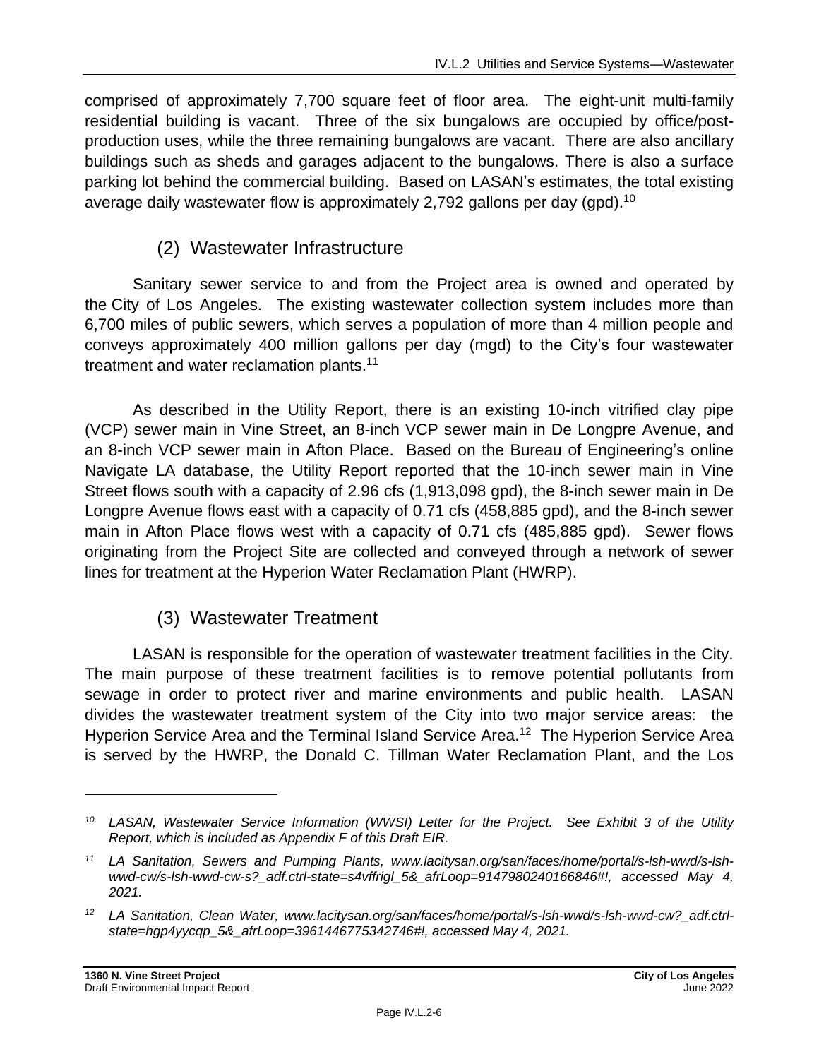comprised of approximately 7,700 square feet of floor area. The eight-unit multi-family residential building is vacant. Three of the six bungalows are occupied by office/post-production uses, while the three remaining bungalows are vacant. There are also ancillary buildings such as sheds and garages adjacent to the bungalows. There is also a surface parking lot behind the commercial building. Based on LASAN's estimates, the total existing average daily wastewater flow is approximately 2,792 gallons per day (gpd).[10]

### (2) Wastewater Infrastructure

Sanitary sewer service to and from the Project area is owned and operated by the City of Los Angeles. The existing wastewater collection system includes more than 6,700 miles of public sewers, which serves a population of more than 4 million people and conveys approximately 400 million gallons per day (mgd) to the City's four wastewater treatment and water reclamation plants.[11]

As described in the Utility Report, there is an existing 10-inch vitrified clay pipe (VCP) sewer main in Vine Street, an 8-inch VCP sewer main in De Longpre Avenue, and an 8-inch VCP sewer main in Afton Place. Based on the Bureau of Engineering's online Navigate LA database, the Utility Report reported that the 10-inch sewer main in Vine Street flows south with a capacity of 2.96 cfs (1,913,098 gpd), the 8-inch sewer main in De Longpre Avenue flows east with a capacity of 0.71 cfs (458,885 gpd), and the 8-inch sewer main in Afton Place flows west with a capacity of 0.71 cfs (485,885 gpd). Sewer flows originating from the Project Site are collected and conveyed through a network of sewer lines for treatment at the Hyperion Water Reclamation Plant (HWRP).

### (3) Wastewater Treatment

LASAN is responsible for the operation of wastewater treatment facilities in the City. The main purpose of these treatment facilities is to remove potential pollutants from sewage in order to protect river and marine environments and public health. LASAN divides the wastewater treatment system of the City into two major service areas: the Hyperion Service Area and the Terminal Island Service Area.[12] The Hyperion Service Area is served by the HWRP, the Donald C. Tillman Water Reclamation Plant, and the Los

---

*[10] LASAN, Wastewater Service Information (WWSI) Letter for the Project. See Exhibit 3 of the Utility Report, which is included as Appendix F of this Draft EIR.*

*[11] LA Sanitation, Sewers and Pumping Plants, www.lacitysan.org/san/faces/home/portal/s-lsh-wwd/s-lsh-wwd-cw/s-lsh-wwd-cw-s?_adf.ctrl-state=s4vffrigl_5&_afrLoop=9147980240166846#!, accessed May 4, 2021.*

*[12] LA Sanitation, Clean Water, www.lacitysan.org/san/faces/home/portal/s-lsh-wwd/s-lsh-wwd-cw?_adf.ctrl-state=hgp4yycqp_5&_afrLoop=3961446775342746#!, accessed May 4, 2021.*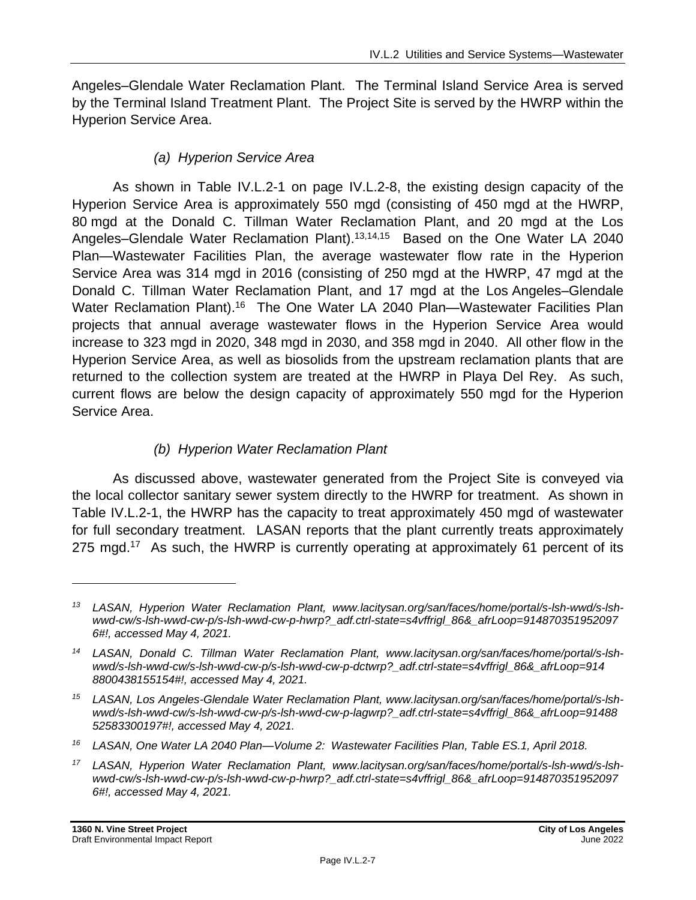Angeles–Glendale Water Reclamation Plant. The Terminal Island Service Area is served by the Terminal Island Treatment Plant. The Project Site is served by the HWRP within the Hyperion Service Area.

#### *(a) Hyperion Service Area*

As shown in Table IV.L.2-1 on page IV.L.2-8, the existing design capacity of the Hyperion Service Area is approximately 550 mgd (consisting of 450 mgd at the HWRP, 80 mgd at the Donald C. Tillman Water Reclamation Plant, and 20 mgd at the Los Angeles–Glendale Water Reclamation Plant).[13,14,15] Based on the One Water LA 2040 Plan—Wastewater Facilities Plan, the average wastewater flow rate in the Hyperion Service Area was 314 mgd in 2016 (consisting of 250 mgd at the HWRP, 47 mgd at the Donald C. Tillman Water Reclamation Plant, and 17 mgd at the Los Angeles–Glendale Water Reclamation Plant).[16] The One Water LA 2040 Plan—Wastewater Facilities Plan projects that annual average wastewater flows in the Hyperion Service Area would increase to 323 mgd in 2020, 348 mgd in 2030, and 358 mgd in 2040. All other flow in the Hyperion Service Area, as well as biosolids from the upstream reclamation plants that are returned to the collection system are treated at the HWRP in Playa Del Rey. As such, current flows are below the design capacity of approximately 550 mgd for the Hyperion Service Area.

#### *(b) Hyperion Water Reclamation Plant*

As discussed above, wastewater generated from the Project Site is conveyed via the local collector sanitary sewer system directly to the HWRP for treatment. As shown in Table IV.L.2-1, the HWRP has the capacity to treat approximately 450 mgd of wastewater for full secondary treatment. LASAN reports that the plant currently treats approximately 275 mgd.[17] As such, the HWRP is currently operating at approximately 61 percent of its

---

*[13] LASAN, Hyperion Water Reclamation Plant, www.lacitysan.org/san/faces/home/portal/s-lsh-wwd/s-lsh-wwd-cw/s-lsh-wwd-cw-p/s-lsh-wwd-cw-p-hwrp?_adf.ctrl-state=s4vffrigl_86&_afrLoop=914870351952097 6#!, accessed May 4, 2021.*

*[14] LASAN, Donald C. Tillman Water Reclamation Plant, www.lacitysan.org/san/faces/home/portal/s-lsh-wwd/s-lsh-wwd-cw/s-lsh-wwd-cw-p/s-lsh-wwd-cw-p-dctwrp?_adf.ctrl-state=s4vffrigl_86&_afrLoop=914 8800438155154#!, accessed May 4, 2021.*

*[15] LASAN, Los Angeles-Glendale Water Reclamation Plant, www.lacitysan.org/san/faces/home/portal/s-lsh-wwd/s-lsh-wwd-cw/s-lsh-wwd-cw-p/s-lsh-wwd-cw-p-lagwrp?_adf.ctrl-state=s4vffrigl_86&_afrLoop=91488 52583300197#!, accessed May 4, 2021.*

*[16] LASAN, One Water LA 2040 Plan—Volume 2: Wastewater Facilities Plan, Table ES.1, April 2018.*

*[17] LASAN, Hyperion Water Reclamation Plant, www.lacitysan.org/san/faces/home/portal/s-lsh-wwd/s-lsh-wwd-cw/s-lsh-wwd-cw-p/s-lsh-wwd-cw-p-hwrp?_adf.ctrl-state=s4vffrigl_86&_afrLoop=914870351952097 6#!, accessed May 4, 2021.*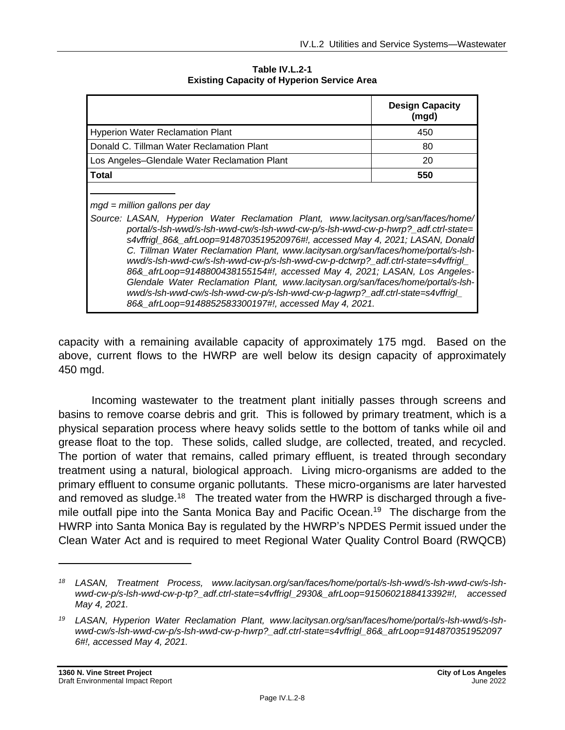**Table IV.L.2-1**
**Existing Capacity of Hyperion Service Area**

| | Design Capacity (mgd) |
|---|---|
| Hyperion Water Reclamation Plant | 450 |
| Donald C. Tillman Water Reclamation Plant | 80 |
| Los Angeles–Glendale Water Reclamation Plant | 20 |
| **Total** | **550** |

*mgd = million gallons per day*

*Source: LASAN, Hyperion Water Reclamation Plant, www.lacitysan.org/san/faces/home/portal/s-lsh-wwd/s-lsh-wwd-cw/s-lsh-wwd-cw-p/s-lsh-wwd-cw-p-hwrp?_adf.ctrl-state=s4vffrigl_86&_afrLoop=9148703519520976#!, accessed May 4, 2021; LASAN, Donald C. Tillman Water Reclamation Plant, www.lacitysan.org/san/faces/home/portal/s-lsh-wwd/s-lsh-wwd-cw/s-lsh-wwd-cw-p/s-lsh-wwd-cw-p-dctwrp?_adf.ctrl-state=s4vffrigl_86&_afrLoop=9148800438155154#!, accessed May 4, 2021; LASAN, Los Angeles-Glendale Water Reclamation Plant, www.lacitysan.org/san/faces/home/portal/s-lsh-wwd/s-lsh-wwd-cw/s-lsh-wwd-cw-p/s-lsh-wwd-cw-p-lagwrp?_adf.ctrl-state=s4vffrigl_86&_afrLoop=9148852583300197#!, accessed May 4, 2021.*

capacity with a remaining available capacity of approximately 175 mgd. Based on the above, current flows to the HWRP are well below its design capacity of approximately 450 mgd.

Incoming wastewater to the treatment plant initially passes through screens and basins to remove coarse debris and grit. This is followed by primary treatment, which is a physical separation process where heavy solids settle to the bottom of tanks while oil and grease float to the top. These solids, called sludge, are collected, treated, and recycled. The portion of water that remains, called primary effluent, is treated through secondary treatment using a natural, biological approach. Living micro-organisms are added to the primary effluent to consume organic pollutants. These micro-organisms are later harvested and removed as sludge.[18] The treated water from the HWRP is discharged through a five-mile outfall pipe into the Santa Monica Bay and Pacific Ocean.[19] The discharge from the HWRP into Santa Monica Bay is regulated by the HWRP's NPDES Permit issued under the Clean Water Act and is required to meet Regional Water Quality Control Board (RWQCB)

---

[18] *LASAN, Treatment Process, www.lacitysan.org/san/faces/home/portal/s-lsh-wwd/s-lsh-wwd-cw/s-lsh-wwd-cw-p/s-lsh-wwd-cw-p-tp?_adf.ctrl-state=s4vffrigl_2930&_afrLoop=9150602188413392#!, accessed May 4, 2021.*

[19] *LASAN, Hyperion Water Reclamation Plant, www.lacitysan.org/san/faces/home/portal/s-lsh-wwd/s-lsh-wwd-cw/s-lsh-wwd-cw-p/s-lsh-wwd-cw-p-hwrp?_adf.ctrl-state=s4vffrigl_86&_afrLoop=9148703519520976#!, accessed May 4, 2021.*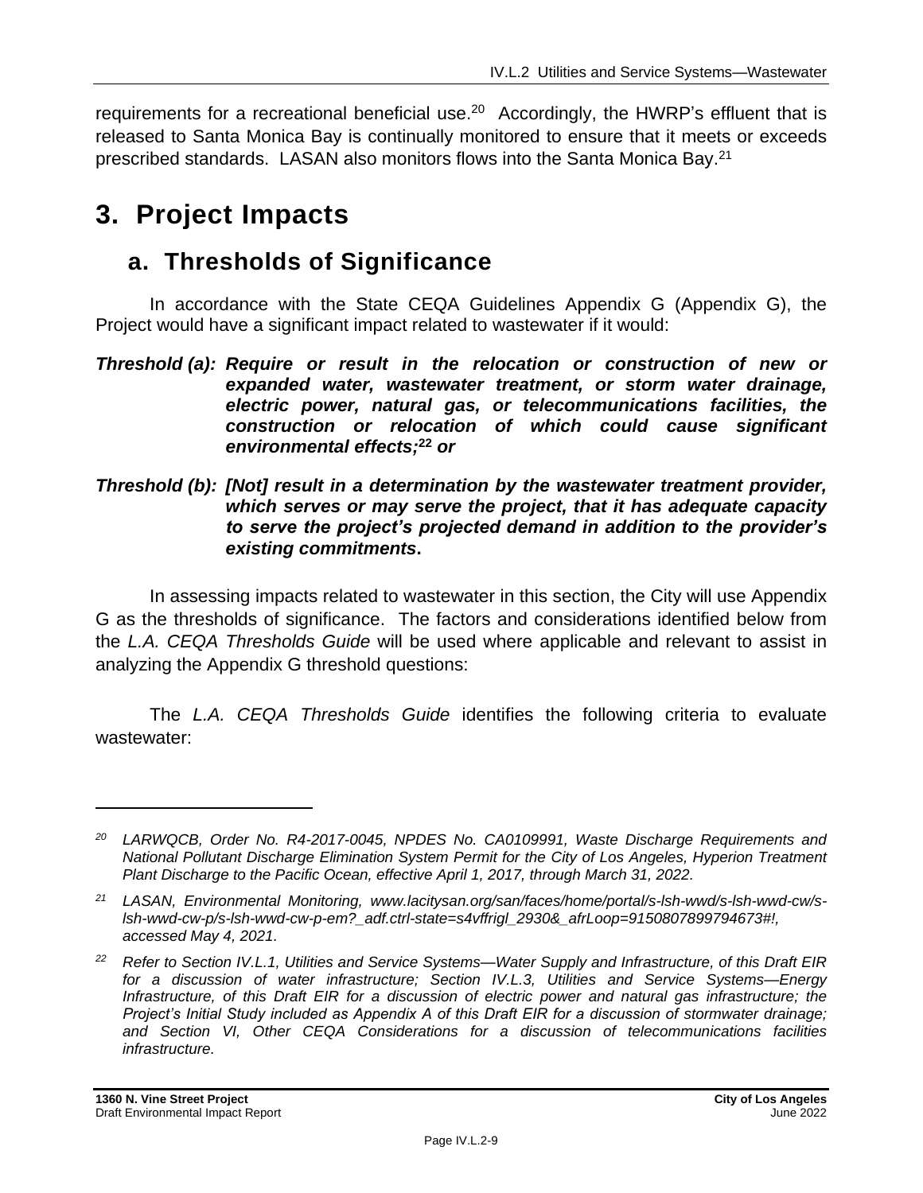requirements for a recreational beneficial use.[20] Accordingly, the HWRP's effluent that is released to Santa Monica Bay is continually monitored to ensure that it meets or exceeds prescribed standards. LASAN also monitors flows into the Santa Monica Bay.[21]

# 3. Project Impacts

## a. Thresholds of Significance

In accordance with the State CEQA Guidelines Appendix G (Appendix G), the Project would have a significant impact related to wastewater if it would:

***Threshold (a): Require or result in the relocation or construction of new or expanded water, wastewater treatment, or storm water drainage, electric power, natural gas, or telecommunications facilities, the construction or relocation of which could cause significant environmental effects;[22] or***

***Threshold (b): [Not] result in a determination by the wastewater treatment provider, which serves or may serve the project, that it has adequate capacity to serve the project's projected demand in addition to the provider's existing commitments*.**

In assessing impacts related to wastewater in this section, the City will use Appendix G as the thresholds of significance. The factors and considerations identified below from the *L.A. CEQA Thresholds Guide* will be used where applicable and relevant to assist in analyzing the Appendix G threshold questions:

The *L.A. CEQA Thresholds Guide* identifies the following criteria to evaluate wastewater:

---

*20 LARWQCB, Order No. R4-2017-0045, NPDES No. CA0109991, Waste Discharge Requirements and National Pollutant Discharge Elimination System Permit for the City of Los Angeles, Hyperion Treatment Plant Discharge to the Pacific Ocean, effective April 1, 2017, through March 31, 2022.*

*21 LASAN, Environmental Monitoring, www.lacitysan.org/san/faces/home/portal/s-lsh-wwd/s-lsh-wwd-cw/s-lsh-wwd-cw-p/s-lsh-wwd-cw-p-em?_adf.ctrl-state=s4vffrigl_2930&_afrLoop=9150807899794673#!, accessed May 4, 2021.*

*22 Refer to Section IV.L.1, Utilities and Service Systems—Water Supply and Infrastructure, of this Draft EIR for a discussion of water infrastructure; Section IV.L.3, Utilities and Service Systems—Energy Infrastructure, of this Draft EIR for a discussion of electric power and natural gas infrastructure; the Project's Initial Study included as Appendix A of this Draft EIR for a discussion of stormwater drainage; and Section VI, Other CEQA Considerations for a discussion of telecommunications facilities infrastructure.*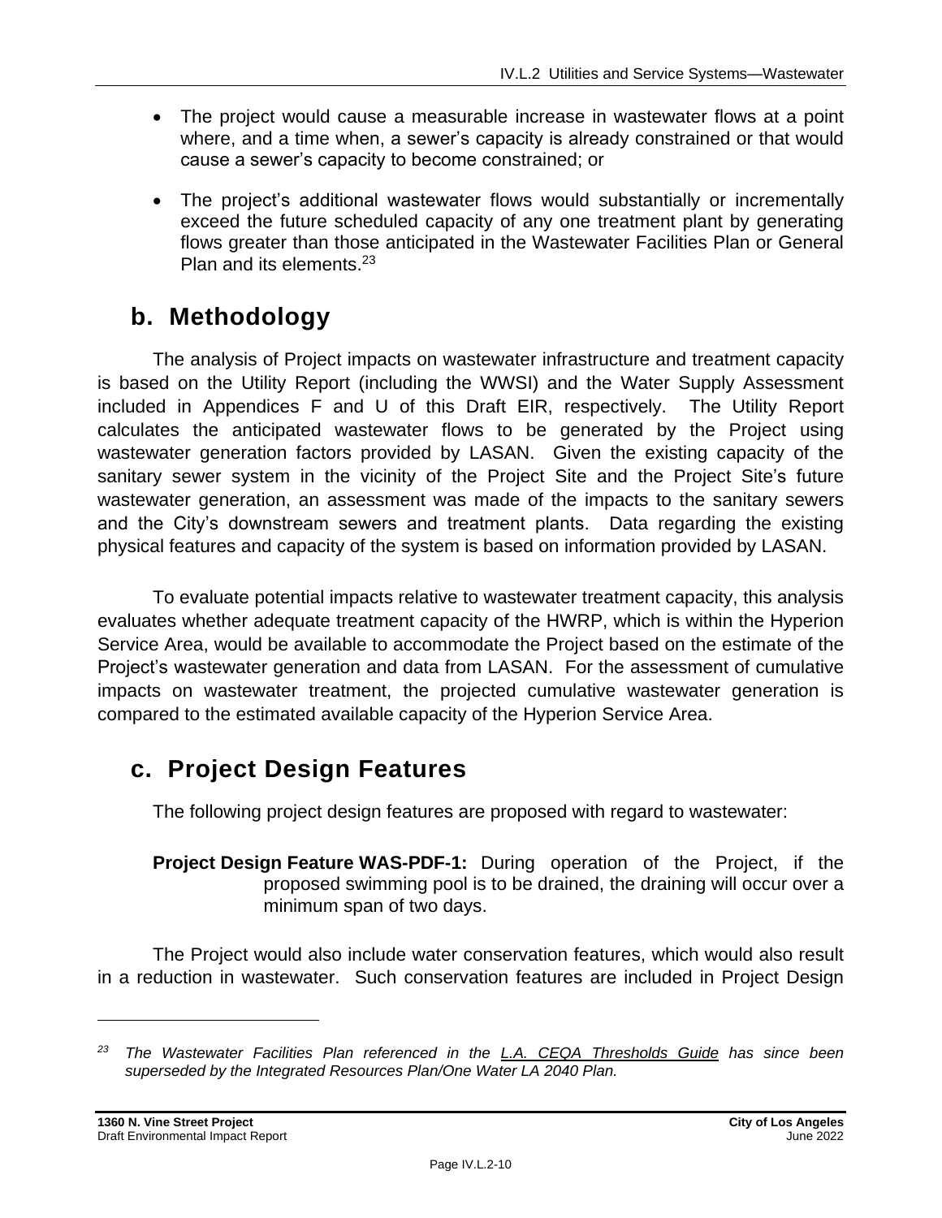- The project would cause a measurable increase in wastewater flows at a point where, and a time when, a sewer's capacity is already constrained or that would cause a sewer's capacity to become constrained; or

- The project's additional wastewater flows would substantially or incrementally exceed the future scheduled capacity of any one treatment plant by generating flows greater than those anticipated in the Wastewater Facilities Plan or General Plan and its elements.[23]

## b. Methodology

The analysis of Project impacts on wastewater infrastructure and treatment capacity is based on the Utility Report (including the WWSI) and the Water Supply Assessment included in Appendices F and U of this Draft EIR, respectively. The Utility Report calculates the anticipated wastewater flows to be generated by the Project using wastewater generation factors provided by LASAN. Given the existing capacity of the sanitary sewer system in the vicinity of the Project Site and the Project Site's future wastewater generation, an assessment was made of the impacts to the sanitary sewers and the City's downstream sewers and treatment plants. Data regarding the existing physical features and capacity of the system is based on information provided by LASAN.

To evaluate potential impacts relative to wastewater treatment capacity, this analysis evaluates whether adequate treatment capacity of the HWRP, which is within the Hyperion Service Area, would be available to accommodate the Project based on the estimate of the Project's wastewater generation and data from LASAN. For the assessment of cumulative impacts on wastewater treatment, the projected cumulative wastewater generation is compared to the estimated available capacity of the Hyperion Service Area.

## c. Project Design Features

The following project design features are proposed with regard to wastewater:

**Project Design Feature WAS-PDF-1:** During operation of the Project, if the proposed swimming pool is to be drained, the draining will occur over a minimum span of two days.

The Project would also include water conservation features, which would also result in a reduction in wastewater. Such conservation features are included in Project Design

---

[23] *The Wastewater Facilities Plan referenced in the L.A. CEQA Thresholds Guide has since been superseded by the Integrated Resources Plan/One Water LA 2040 Plan.*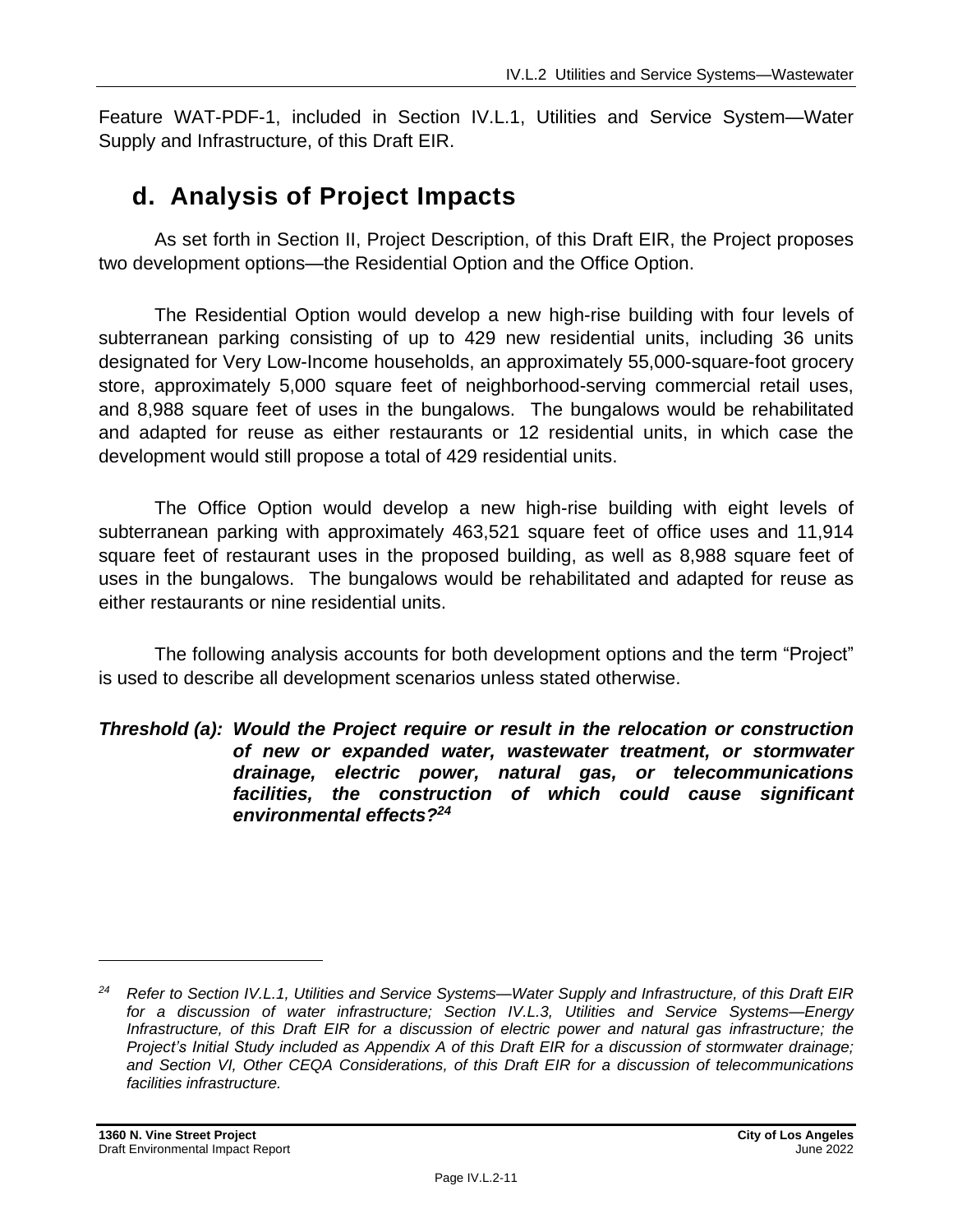Feature WAT-PDF-1, included in Section IV.L.1, Utilities and Service System—Water Supply and Infrastructure, of this Draft EIR.

## d. Analysis of Project Impacts

As set forth in Section II, Project Description, of this Draft EIR, the Project proposes two development options—the Residential Option and the Office Option.

The Residential Option would develop a new high-rise building with four levels of subterranean parking consisting of up to 429 new residential units, including 36 units designated for Very Low-Income households, an approximately 55,000-square-foot grocery store, approximately 5,000 square feet of neighborhood-serving commercial retail uses, and 8,988 square feet of uses in the bungalows. The bungalows would be rehabilitated and adapted for reuse as either restaurants or 12 residential units, in which case the development would still propose a total of 429 residential units.

The Office Option would develop a new high-rise building with eight levels of subterranean parking with approximately 463,521 square feet of office uses and 11,914 square feet of restaurant uses in the proposed building, as well as 8,988 square feet of uses in the bungalows. The bungalows would be rehabilitated and adapted for reuse as either restaurants or nine residential units.

The following analysis accounts for both development options and the term "Project" is used to describe all development scenarios unless stated otherwise.

***Threshold (a): Would the Project require or result in the relocation or construction of new or expanded water, wastewater treatment, or stormwater drainage, electric power, natural gas, or telecommunications facilities, the construction of which could cause significant environmental effects?[24]***

---

*[24] Refer to Section IV.L.1, Utilities and Service Systems—Water Supply and Infrastructure, of this Draft EIR for a discussion of water infrastructure; Section IV.L.3, Utilities and Service Systems—Energy Infrastructure, of this Draft EIR for a discussion of electric power and natural gas infrastructure; the Project's Initial Study included as Appendix A of this Draft EIR for a discussion of stormwater drainage; and Section VI, Other CEQA Considerations, of this Draft EIR for a discussion of telecommunications facilities infrastructure.*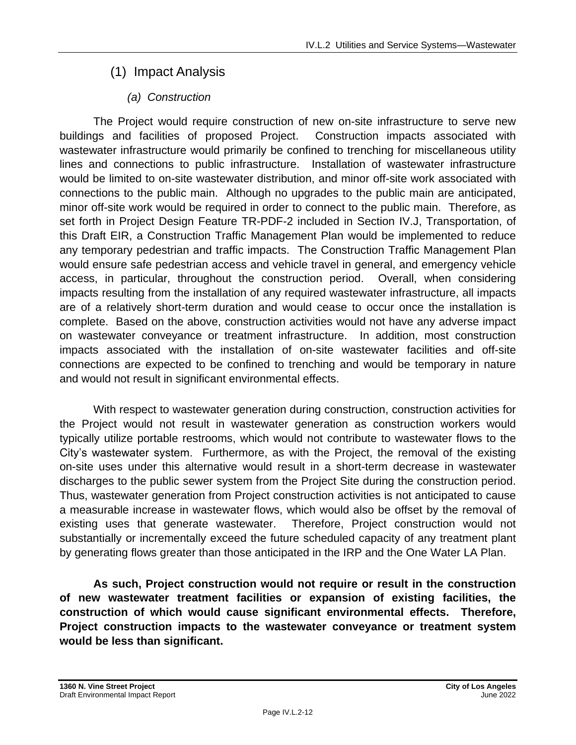## (1) Impact Analysis

### *(a) Construction*

The Project would require construction of new on-site infrastructure to serve new buildings and facilities of proposed Project. Construction impacts associated with wastewater infrastructure would primarily be confined to trenching for miscellaneous utility lines and connections to public infrastructure. Installation of wastewater infrastructure would be limited to on-site wastewater distribution, and minor off-site work associated with connections to the public main. Although no upgrades to the public main are anticipated, minor off-site work would be required in order to connect to the public main. Therefore, as set forth in Project Design Feature TR-PDF-2 included in Section IV.J, Transportation, of this Draft EIR, a Construction Traffic Management Plan would be implemented to reduce any temporary pedestrian and traffic impacts. The Construction Traffic Management Plan would ensure safe pedestrian access and vehicle travel in general, and emergency vehicle access, in particular, throughout the construction period. Overall, when considering impacts resulting from the installation of any required wastewater infrastructure, all impacts are of a relatively short-term duration and would cease to occur once the installation is complete. Based on the above, construction activities would not have any adverse impact on wastewater conveyance or treatment infrastructure. In addition, most construction impacts associated with the installation of on-site wastewater facilities and off-site connections are expected to be confined to trenching and would be temporary in nature and would not result in significant environmental effects.

With respect to wastewater generation during construction, construction activities for the Project would not result in wastewater generation as construction workers would typically utilize portable restrooms, which would not contribute to wastewater flows to the City's wastewater system. Furthermore, as with the Project, the removal of the existing on-site uses under this alternative would result in a short-term decrease in wastewater discharges to the public sewer system from the Project Site during the construction period. Thus, wastewater generation from Project construction activities is not anticipated to cause a measurable increase in wastewater flows, which would also be offset by the removal of existing uses that generate wastewater. Therefore, Project construction would not substantially or incrementally exceed the future scheduled capacity of any treatment plant by generating flows greater than those anticipated in the IRP and the One Water LA Plan.

**As such, Project construction would not require or result in the construction of new wastewater treatment facilities or expansion of existing facilities, the construction of which would cause significant environmental effects. Therefore, Project construction impacts to the wastewater conveyance or treatment system would be less than significant.**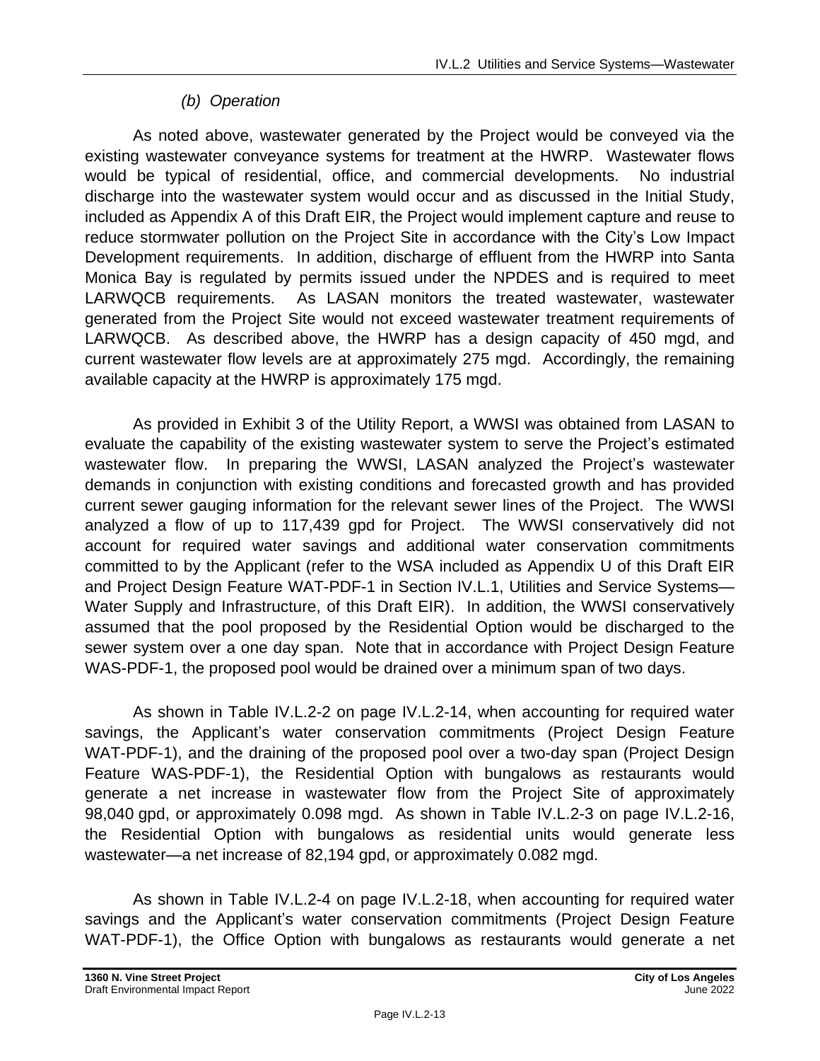#### *(b) Operation*

As noted above, wastewater generated by the Project would be conveyed via the existing wastewater conveyance systems for treatment at the HWRP. Wastewater flows would be typical of residential, office, and commercial developments. No industrial discharge into the wastewater system would occur and as discussed in the Initial Study, included as Appendix A of this Draft EIR, the Project would implement capture and reuse to reduce stormwater pollution on the Project Site in accordance with the City's Low Impact Development requirements. In addition, discharge of effluent from the HWRP into Santa Monica Bay is regulated by permits issued under the NPDES and is required to meet LARWQCB requirements. As LASAN monitors the treated wastewater, wastewater generated from the Project Site would not exceed wastewater treatment requirements of LARWQCB. As described above, the HWRP has a design capacity of 450 mgd, and current wastewater flow levels are at approximately 275 mgd. Accordingly, the remaining available capacity at the HWRP is approximately 175 mgd.

As provided in Exhibit 3 of the Utility Report, a WWSI was obtained from LASAN to evaluate the capability of the existing wastewater system to serve the Project's estimated wastewater flow. In preparing the WWSI, LASAN analyzed the Project's wastewater demands in conjunction with existing conditions and forecasted growth and has provided current sewer gauging information for the relevant sewer lines of the Project. The WWSI analyzed a flow of up to 117,439 gpd for Project. The WWSI conservatively did not account for required water savings and additional water conservation commitments committed to by the Applicant (refer to the WSA included as Appendix U of this Draft EIR and Project Design Feature WAT-PDF-1 in Section IV.L.1, Utilities and Service Systems—Water Supply and Infrastructure, of this Draft EIR). In addition, the WWSI conservatively assumed that the pool proposed by the Residential Option would be discharged to the sewer system over a one day span. Note that in accordance with Project Design Feature WAS-PDF-1, the proposed pool would be drained over a minimum span of two days.

As shown in Table IV.L.2-2 on page IV.L.2-14, when accounting for required water savings, the Applicant's water conservation commitments (Project Design Feature WAT-PDF-1), and the draining of the proposed pool over a two-day span (Project Design Feature WAS-PDF-1), the Residential Option with bungalows as restaurants would generate a net increase in wastewater flow from the Project Site of approximately 98,040 gpd, or approximately 0.098 mgd. As shown in Table IV.L.2-3 on page IV.L.2-16, the Residential Option with bungalows as residential units would generate less wastewater—a net increase of 82,194 gpd, or approximately 0.082 mgd.

As shown in Table IV.L.2-4 on page IV.L.2-18, when accounting for required water savings and the Applicant's water conservation commitments (Project Design Feature WAT-PDF-1), the Office Option with bungalows as restaurants would generate a net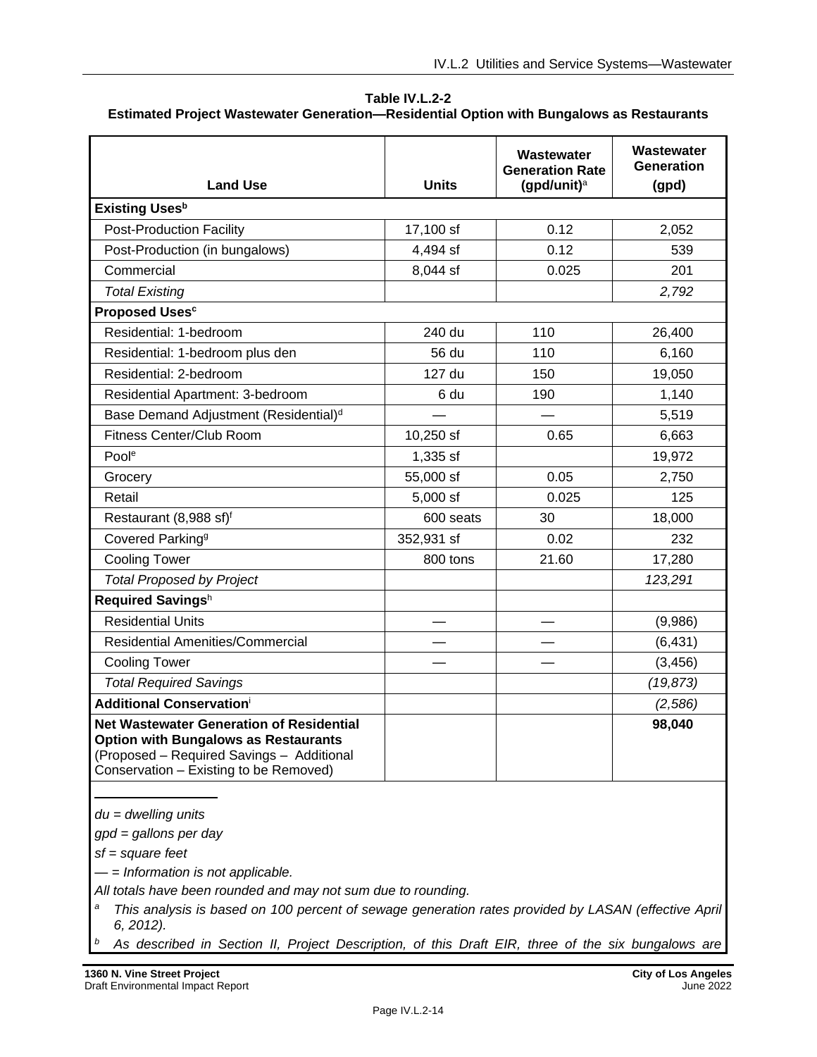**Table IV.L.2-2**
**Estimated Project Wastewater Generation—Residential Option with Bungalows as Restaurants**

| Land Use | Units | Wastewater Generation Rate (gpd/unit)[a] | Wastewater Generation (gpd) |
|---|---|---|---|
| **Existing Uses[b]** | | | |
| Post-Production Facility | 17,100 sf | 0.12 | 2,052 |
| Post-Production (in bungalows) | 4,494 sf | 0.12 | 539 |
| Commercial | 8,044 sf | 0.025 | 201 |
| *Total Existing* | | | *2,792* |
| **Proposed Uses[c]** | | | |
| Residential: 1-bedroom | 240 du | 110 | 26,400 |
| Residential: 1-bedroom plus den | 56 du | 110 | 6,160 |
| Residential: 2-bedroom | 127 du | 150 | 19,050 |
| Residential Apartment: 3-bedroom | 6 du | 190 | 1,140 |
| Base Demand Adjustment (Residential)[d] | — | — | 5,519 |
| Fitness Center/Club Room | 10,250 sf | 0.65 | 6,663 |
| Pool[e] | 1,335 sf | | 19,972 |
| Grocery | 55,000 sf | 0.05 | 2,750 |
| Retail | 5,000 sf | 0.025 | 125 |
| Restaurant (8,988 sf)[f] | 600 seats | 30 | 18,000 |
| Covered Parking[g] | 352,931 sf | 0.02 | 232 |
| Cooling Tower | 800 tons | 21.60 | 17,280 |
| *Total Proposed by Project* | | | *123,291* |
| **Required Savings[h]** | | | |
| Residential Units | — | — | (9,986) |
| Residential Amenities/Commercial | — | — | (6,431) |
| Cooling Tower | — | — | (3,456) |
| *Total Required Savings* | | | *(19,873)* |
| **Additional Conservation[i]** | | | *(2,586)* |
| **Net Wastewater Generation of Residential Option with Bungalows as Restaurants** (Proposed – Required Savings – Additional Conservation – Existing to be Removed) | | | **98,040** |

*du = dwelling units*

*gpd = gallons per day*

*sf = square feet*

*— = Information is not applicable.*

*All totals have been rounded and may not sum due to rounding.*

[a] *This analysis is based on 100 percent of sewage generation rates provided by LASAN (effective April 6, 2012).*

[b] *As described in Section II, Project Description, of this Draft EIR, three of the six bungalows are*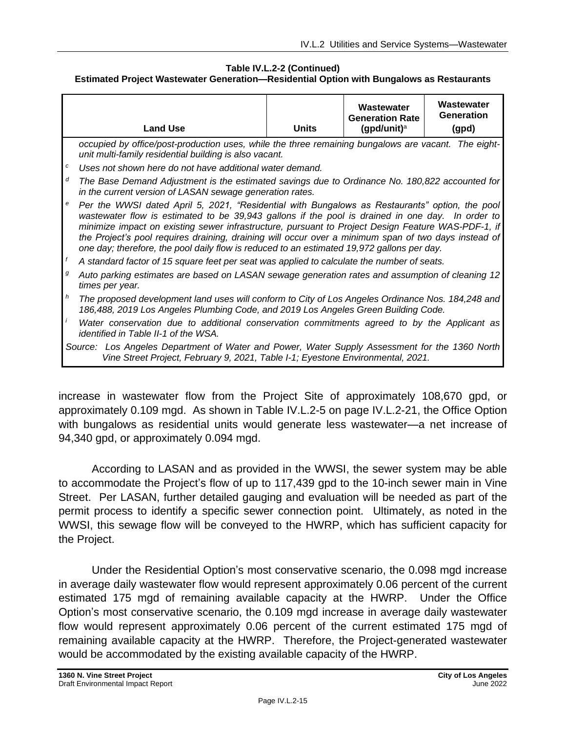**Table IV.L.2-2 (Continued)**
**Estimated Project Wastewater Generation—Residential Option with Bungalows as Restaurants**

| Land Use | Units | Wastewater Generation Rate (gpd/unit)[a] | Wastewater Generation (gpd) |
|---|---|---|---|

*occupied by office/post-production uses, while the three remaining bungalows are vacant. The eight-unit multi-family residential building is also vacant.*

[c] *Uses not shown here do not have additional water demand.*

[d] *The Base Demand Adjustment is the estimated savings due to Ordinance No. 180,822 accounted for in the current version of LASAN sewage generation rates.*

[e] *Per the WWSI dated April 5, 2021, "Residential with Bungalows as Restaurants" option, the pool wastewater flow is estimated to be 39,943 gallons if the pool is drained in one day. In order to minimize impact on existing sewer infrastructure, pursuant to Project Design Feature WAS-PDF-1, if the Project's pool requires draining, draining will occur over a minimum span of two days instead of one day; therefore, the pool daily flow is reduced to an estimated 19,972 gallons per day.*

[f] *A standard factor of 15 square feet per seat was applied to calculate the number of seats.*

[g] *Auto parking estimates are based on LASAN sewage generation rates and assumption of cleaning 12 times per year.*

[h] *The proposed development land uses will conform to City of Los Angeles Ordinance Nos. 184,248 and 186,488, 2019 Los Angeles Plumbing Code, and 2019 Los Angeles Green Building Code.*

[i] *Water conservation due to additional conservation commitments agreed to by the Applicant as identified in Table II-1 of the WSA.*

*Source: Los Angeles Department of Water and Power, Water Supply Assessment for the 1360 North Vine Street Project, February 9, 2021, Table I-1; Eyestone Environmental, 2021.*

increase in wastewater flow from the Project Site of approximately 108,670 gpd, or approximately 0.109 mgd. As shown in Table IV.L.2-5 on page IV.L.2-21, the Office Option with bungalows as residential units would generate less wastewater—a net increase of 94,340 gpd, or approximately 0.094 mgd.

According to LASAN and as provided in the WWSI, the sewer system may be able to accommodate the Project's flow of up to 117,439 gpd to the 10-inch sewer main in Vine Street. Per LASAN, further detailed gauging and evaluation will be needed as part of the permit process to identify a specific sewer connection point. Ultimately, as noted in the WWSI, this sewage flow will be conveyed to the HWRP, which has sufficient capacity for the Project.

Under the Residential Option's most conservative scenario, the 0.098 mgd increase in average daily wastewater flow would represent approximately 0.06 percent of the current estimated 175 mgd of remaining available capacity at the HWRP. Under the Office Option's most conservative scenario, the 0.109 mgd increase in average daily wastewater flow would represent approximately 0.06 percent of the current estimated 175 mgd of remaining available capacity at the HWRP. Therefore, the Project-generated wastewater would be accommodated by the existing available capacity of the HWRP.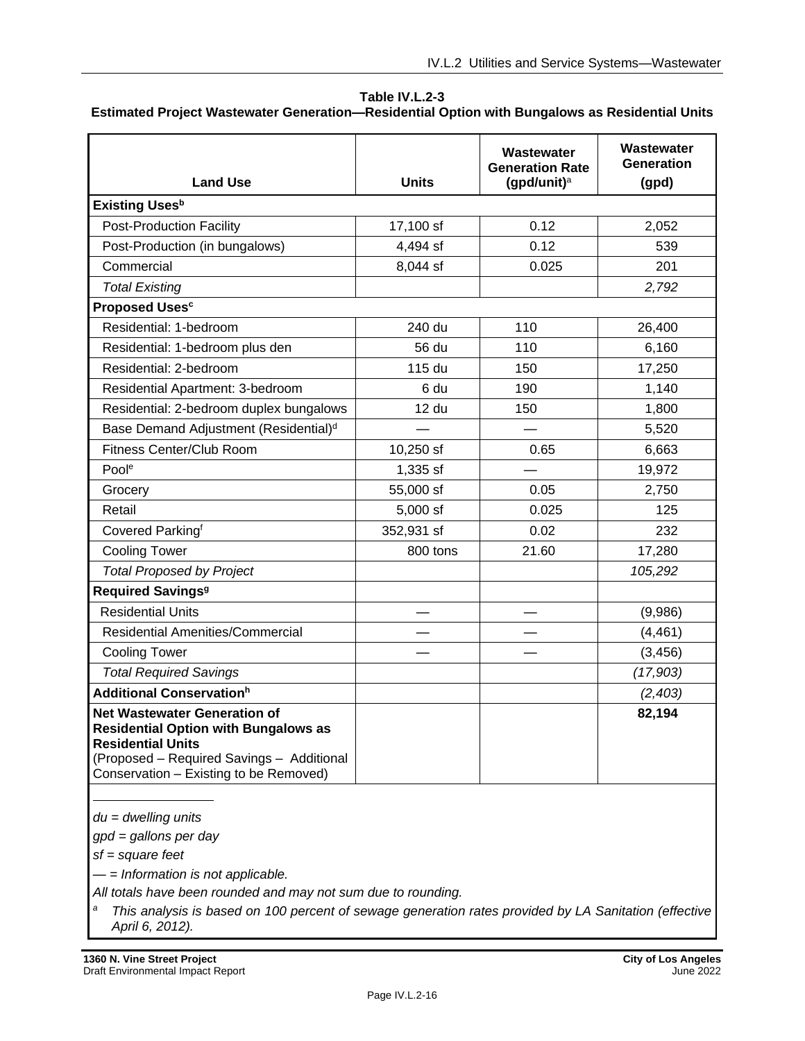**Table IV.L.2-3**
**Estimated Project Wastewater Generation—Residential Option with Bungalows as Residential Units**

| Land Use | Units | Wastewater Generation Rate (gpd/unit)[a] | Wastewater Generation (gpd) |
|---|---|---|---|
| **Existing Uses[b]** | | | |
| Post-Production Facility | 17,100 sf | 0.12 | 2,052 |
| Post-Production (in bungalows) | 4,494 sf | 0.12 | 539 |
| Commercial | 8,044 sf | 0.025 | 201 |
| *Total Existing* | | | *2,792* |
| **Proposed Uses[c]** | | | |
| Residential: 1-bedroom | 240 du | 110 | 26,400 |
| Residential: 1-bedroom plus den | 56 du | 110 | 6,160 |
| Residential: 2-bedroom | 115 du | 150 | 17,250 |
| Residential Apartment: 3-bedroom | 6 du | 190 | 1,140 |
| Residential: 2-bedroom duplex bungalows | 12 du | 150 | 1,800 |
| Base Demand Adjustment (Residential)[d] | — | — | 5,520 |
| Fitness Center/Club Room | 10,250 sf | 0.65 | 6,663 |
| Pool[e] | 1,335 sf | — | 19,972 |
| Grocery | 55,000 sf | 0.05 | 2,750 |
| Retail | 5,000 sf | 0.025 | 125 |
| Covered Parking[f] | 352,931 sf | 0.02 | 232 |
| Cooling Tower | 800 tons | 21.60 | 17,280 |
| *Total Proposed by Project* | | | *105,292* |
| **Required Savings[g]** | | | |
| Residential Units | — | — | (9,986) |
| Residential Amenities/Commercial | — | — | (4,461) |
| Cooling Tower | — | — | (3,456) |
| *Total Required Savings* | | | *(17,903)* |
| **Additional Conservation[h]** | | | *(2,403)* |
| **Net Wastewater Generation of Residential Option with Bungalows as Residential Units** (Proposed – Required Savings – Additional Conservation – Existing to be Removed) | | | **82,194** |

*du = dwelling units*

*gpd = gallons per day*

*sf = square feet*

*— = Information is not applicable.*

*All totals have been rounded and may not sum due to rounding.*

[a] *This analysis is based on 100 percent of sewage generation rates provided by LA Sanitation (effective April 6, 2012).*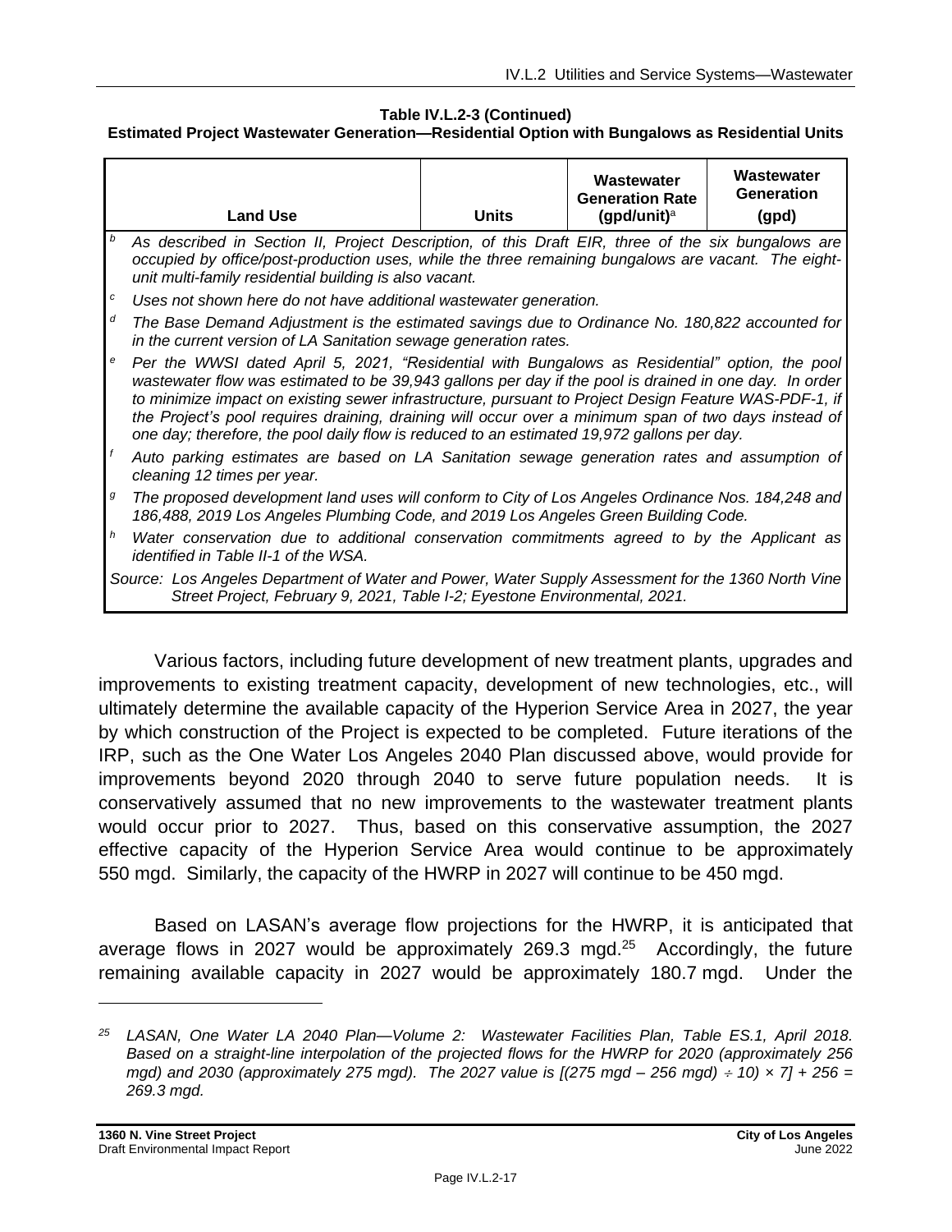**Table IV.L.2-3 (Continued)**
**Estimated Project Wastewater Generation—Residential Option with Bungalows as Residential Units**

| Land Use | Units | Wastewater Generation Rate (gpd/unit)[a] | Wastewater Generation (gpd) |
|---|---|---|---|

[b] *As described in Section II, Project Description, of this Draft EIR, three of the six bungalows are occupied by office/post-production uses, while the three remaining bungalows are vacant. The eight-unit multi-family residential building is also vacant.*

[c] *Uses not shown here do not have additional wastewater generation.*

[d] *The Base Demand Adjustment is the estimated savings due to Ordinance No. 180,822 accounted for in the current version of LA Sanitation sewage generation rates.*

[e] *Per the WWSI dated April 5, 2021, "Residential with Bungalows as Residential" option, the pool wastewater flow was estimated to be 39,943 gallons per day if the pool is drained in one day. In order to minimize impact on existing sewer infrastructure, pursuant to Project Design Feature WAS-PDF-1, if the Project's pool requires draining, draining will occur over a minimum span of two days instead of one day; therefore, the pool daily flow is reduced to an estimated 19,972 gallons per day.*

[f] *Auto parking estimates are based on LA Sanitation sewage generation rates and assumption of cleaning 12 times per year.*

[g] *The proposed development land uses will conform to City of Los Angeles Ordinance Nos. 184,248 and 186,488, 2019 Los Angeles Plumbing Code, and 2019 Los Angeles Green Building Code.*

[h] *Water conservation due to additional conservation commitments agreed to by the Applicant as identified in Table II-1 of the WSA.*

*Source: Los Angeles Department of Water and Power, Water Supply Assessment for the 1360 North Vine Street Project, February 9, 2021, Table I-2; Eyestone Environmental, 2021.*

Various factors, including future development of new treatment plants, upgrades and improvements to existing treatment capacity, development of new technologies, etc., will ultimately determine the available capacity of the Hyperion Service Area in 2027, the year by which construction of the Project is expected to be completed. Future iterations of the IRP, such as the One Water Los Angeles 2040 Plan discussed above, would provide for improvements beyond 2020 through 2040 to serve future population needs. It is conservatively assumed that no new improvements to the wastewater treatment plants would occur prior to 2027. Thus, based on this conservative assumption, the 2027 effective capacity of the Hyperion Service Area would continue to be approximately 550 mgd. Similarly, the capacity of the HWRP in 2027 will continue to be 450 mgd.

Based on LASAN's average flow projections for the HWRP, it is anticipated that average flows in 2027 would be approximately 269.3 mgd.[25] Accordingly, the future remaining available capacity in 2027 would be approximately 180.7 mgd. Under the

[25] *LASAN, One Water LA 2040 Plan—Volume 2: Wastewater Facilities Plan, Table ES.1, April 2018. Based on a straight-line interpolation of the projected flows for the HWRP for 2020 (approximately 256 mgd) and 2030 (approximately 275 mgd). The 2027 value is [(275 mgd – 256 mgd) ÷ 10) × 7] + 256 = 269.3 mgd.*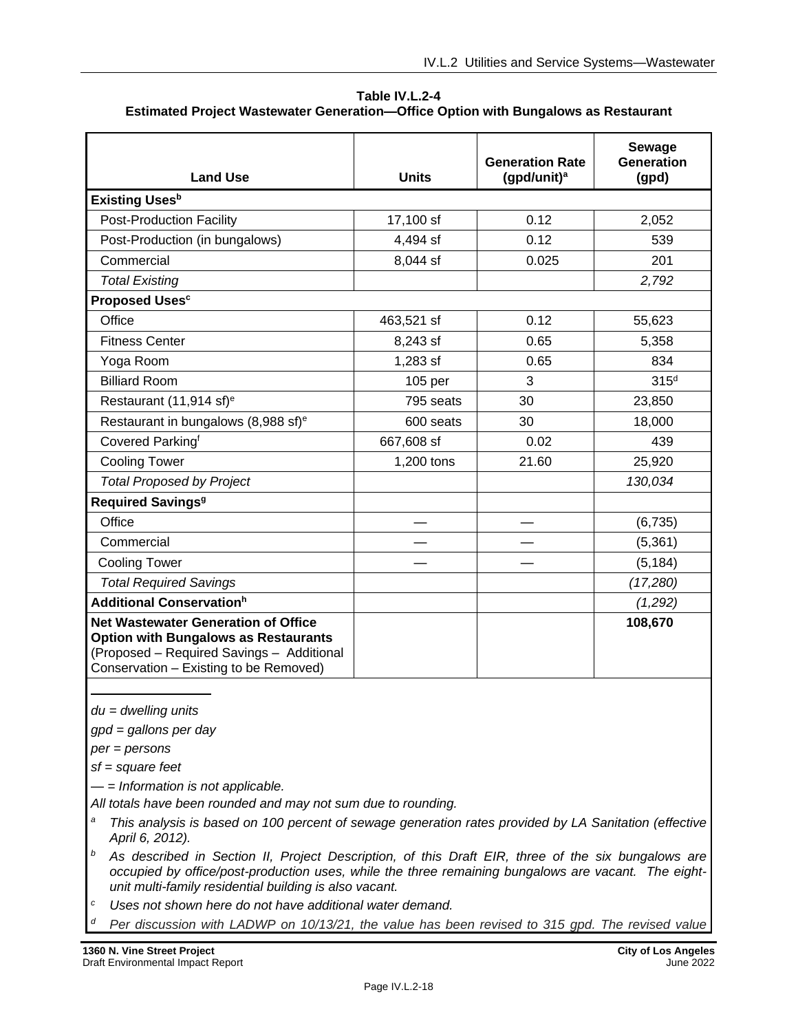**Table IV.L.2-4**
**Estimated Project Wastewater Generation—Office Option with Bungalows as Restaurant**

| Land Use | Units | Generation Rate (gpd/unit)[a] | Sewage Generation (gpd) |
|---|---|---|---|
| **Existing Uses[b]** | | | |
| Post-Production Facility | 17,100 sf | 0.12 | 2,052 |
| Post-Production (in bungalows) | 4,494 sf | 0.12 | 539 |
| Commercial | 8,044 sf | 0.025 | 201 |
| *Total Existing* | | | *2,792* |
| **Proposed Uses[c]** | | | |
| Office | 463,521 sf | 0.12 | 55,623 |
| Fitness Center | 8,243 sf | 0.65 | 5,358 |
| Yoga Room | 1,283 sf | 0.65 | 834 |
| Billiard Room | 105 per | 3 | 315[d] |
| Restaurant (11,914 sf)[e] | 795 seats | 30 | 23,850 |
| Restaurant in bungalows (8,988 sf)[e] | 600 seats | 30 | 18,000 |
| Covered Parking[f] | 667,608 sf | 0.02 | 439 |
| Cooling Tower | 1,200 tons | 21.60 | 25,920 |
| *Total Proposed by Project* | | | *130,034* |
| **Required Savings[g]** | | | |
| Office | — | — | (6,735) |
| Commercial | — | — | (5,361) |
| Cooling Tower | — | — | (5,184) |
| *Total Required Savings* | | | *(17,280)* |
| **Additional Conservation[h]** | | | *(1,292)* |
| **Net Wastewater Generation of Office Option with Bungalows as Restaurants** (Proposed – Required Savings – Additional Conservation – Existing to be Removed) | | | **108,670** |

*du = dwelling units*

*gpd = gallons per day*

*per = persons*

*sf = square feet*

*— = Information is not applicable.*

*All totals have been rounded and may not sum due to rounding.*

[a] *This analysis is based on 100 percent of sewage generation rates provided by LA Sanitation (effective April 6, 2012).*

[b] *As described in Section II, Project Description, of this Draft EIR, three of the six bungalows are occupied by office/post-production uses, while the three remaining bungalows are vacant. The eight-unit multi-family residential building is also vacant.*

[c] *Uses not shown here do not have additional water demand.*

[d] *Per discussion with LADWP on 10/13/21, the value has been revised to 315 gpd. The revised value*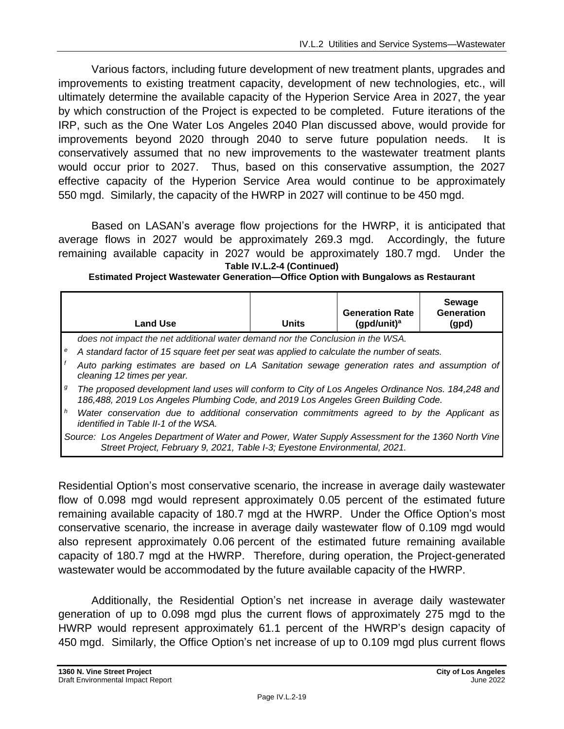Various factors, including future development of new treatment plants, upgrades and improvements to existing treatment capacity, development of new technologies, etc., will ultimately determine the available capacity of the Hyperion Service Area in 2027, the year by which construction of the Project is expected to be completed. Future iterations of the IRP, such as the One Water Los Angeles 2040 Plan discussed above, would provide for improvements beyond 2020 through 2040 to serve future population needs. It is conservatively assumed that no new improvements to the wastewater treatment plants would occur prior to 2027. Thus, based on this conservative assumption, the 2027 effective capacity of the Hyperion Service Area would continue to be approximately 550 mgd. Similarly, the capacity of the HWRP in 2027 will continue to be 450 mgd.

Based on LASAN's average flow projections for the HWRP, it is anticipated that average flows in 2027 would be approximately 269.3 mgd. Accordingly, the future remaining available capacity in 2027 would be approximately 180.7 mgd. Under the Residential Option's most conservative scenario, the increase in average daily wastewater flow of 0.098 mgd would represent approximately 0.05 percent of the estimated future remaining available capacity of 180.7 mgd at the HWRP. Under the Office Option's most conservative scenario, the increase in average daily wastewater flow of 0.109 mgd would also represent approximately 0.06 percent of the estimated future remaining available capacity of 180.7 mgd at the HWRP. Therefore, during operation, the Project-generated wastewater would be accommodated by the future available capacity of the HWRP.

**Table IV.L.2-4 (Continued)**
**Estimated Project Wastewater Generation—Office Option with Bungalows as Restaurant**

| Land Use | Units | Generation Rate (gpd/unit)[a] | Sewage Generation (gpd) |
|---|---|---|---|

*does not impact the net additional water demand nor the Conclusion in the WSA.*

[e] *A standard factor of 15 square feet per seat was applied to calculate the number of seats.*

[f] *Auto parking estimates are based on LA Sanitation sewage generation rates and assumption of cleaning 12 times per year.*

[g] *The proposed development land uses will conform to City of Los Angeles Ordinance Nos. 184,248 and 186,488, 2019 Los Angeles Plumbing Code, and 2019 Los Angeles Green Building Code.*

[h] *Water conservation due to additional conservation commitments agreed to by the Applicant as identified in Table II-1 of the WSA.*

*Source: Los Angeles Department of Water and Power, Water Supply Assessment for the 1360 North Vine Street Project, February 9, 2021, Table I-3; Eyestone Environmental, 2021.*

Additionally, the Residential Option's net increase in average daily wastewater generation of up to 0.098 mgd plus the current flows of approximately 275 mgd to the HWRP would represent approximately 61.1 percent of the HWRP's design capacity of 450 mgd. Similarly, the Office Option's net increase of up to 0.109 mgd plus current flows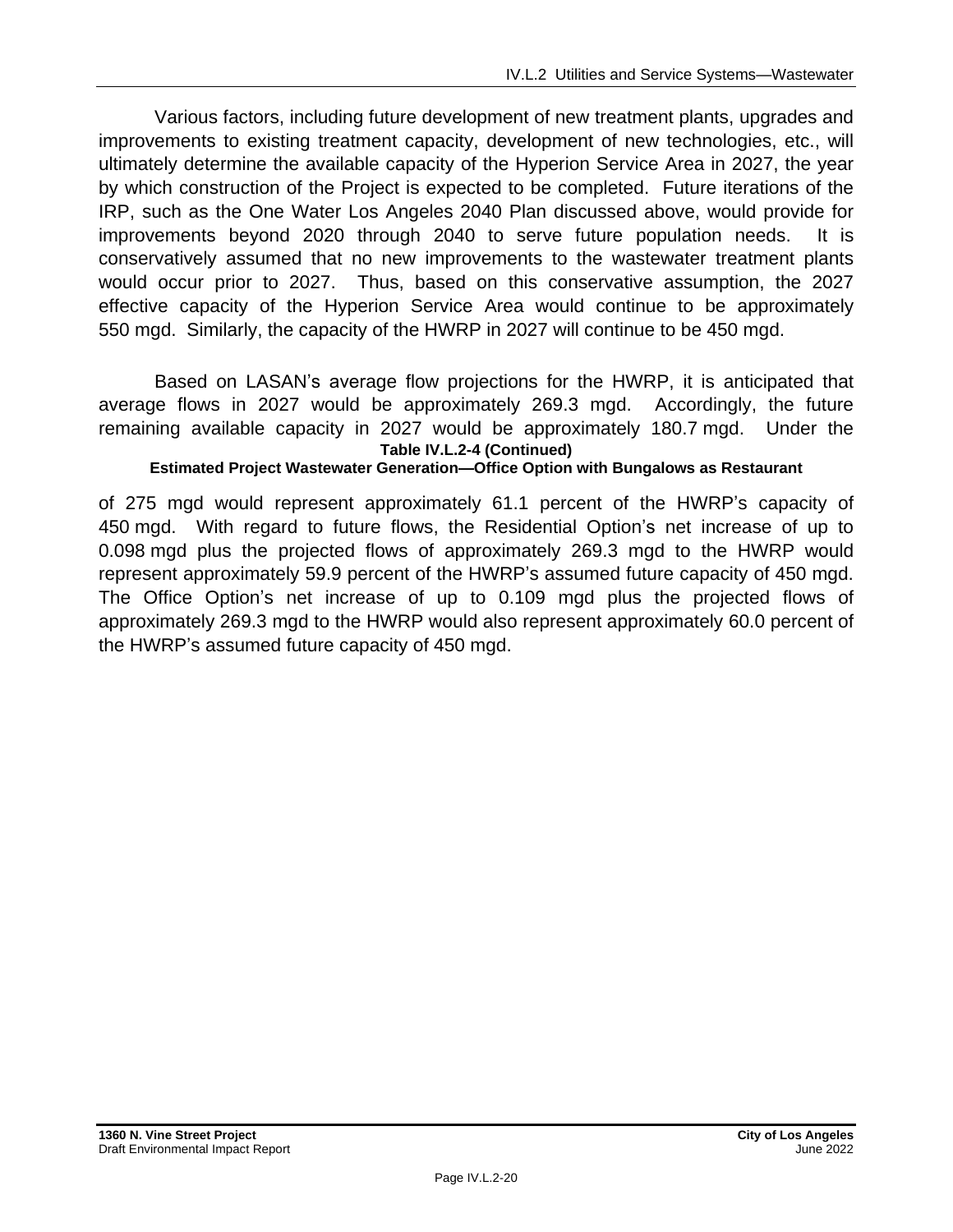Various factors, including future development of new treatment plants, upgrades and improvements to existing treatment capacity, development of new technologies, etc., will ultimately determine the available capacity of the Hyperion Service Area in 2027, the year by which construction of the Project is expected to be completed. Future iterations of the IRP, such as the One Water Los Angeles 2040 Plan discussed above, would provide for improvements beyond 2020 through 2040 to serve future population needs. It is conservatively assumed that no new improvements to the wastewater treatment plants would occur prior to 2027. Thus, based on this conservative assumption, the 2027 effective capacity of the Hyperion Service Area would continue to be approximately 550 mgd. Similarly, the capacity of the HWRP in 2027 will continue to be 450 mgd.

Based on LASAN's average flow projections for the HWRP, it is anticipated that average flows in 2027 would be approximately 269.3 mgd. Accordingly, the future remaining available capacity in 2027 would be approximately 180.7 mgd. Under the

**Table IV.L.2-4 (Continued)**
**Estimated Project Wastewater Generation—Office Option with Bungalows as Restaurant**

of 275 mgd would represent approximately 61.1 percent of the HWRP's capacity of 450 mgd. With regard to future flows, the Residential Option's net increase of up to 0.098 mgd plus the projected flows of approximately 269.3 mgd to the HWRP would represent approximately 59.9 percent of the HWRP's assumed future capacity of 450 mgd. The Office Option's net increase of up to 0.109 mgd plus the projected flows of approximately 269.3 mgd to the HWRP would also represent approximately 60.0 percent of the HWRP's assumed future capacity of 450 mgd.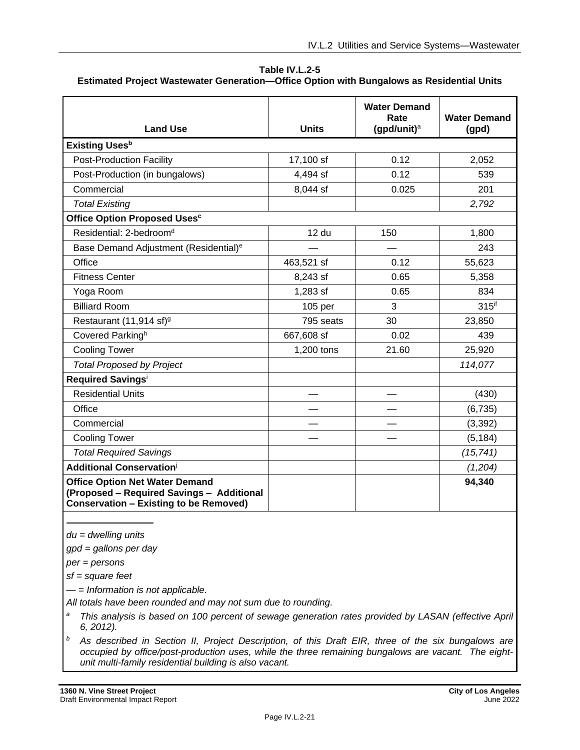**Table IV.L.2-5**
**Estimated Project Wastewater Generation—Office Option with Bungalows as Residential Units**

| Land Use | Units | Water Demand Rate (gpd/unit)[a] | Water Demand (gpd) |
|---|---|---|---|
| **Existing Uses[b]** | | | |
| Post-Production Facility | 17,100 sf | 0.12 | 2,052 |
| Post-Production (in bungalows) | 4,494 sf | 0.12 | 539 |
| Commercial | 8,044 sf | 0.025 | 201 |
| *Total Existing* | | | *2,792* |
| **Office Option Proposed Uses[c]** | | | |
| Residential: 2-bedroom[d] | 12 du | 150 | 1,800 |
| Base Demand Adjustment (Residential)[e] | — | — | 243 |
| Office | 463,521 sf | 0.12 | 55,623 |
| Fitness Center | 8,243 sf | 0.65 | 5,358 |
| Yoga Room | 1,283 sf | 0.65 | 834 |
| Billiard Room | 105 per | 3 | 315[if] |
| Restaurant (11,914 sf)[g] | 795 seats | 30 | 23,850 |
| Covered Parking[h] | 667,608 sf | 0.02 | 439 |
| Cooling Tower | 1,200 tons | 21.60 | 25,920 |
| *Total Proposed by Project* | | | *114,077* |
| **Required Savings[i]** | | | |
| Residential Units | — | — | (430) |
| Office | — | — | (6,735) |
| Commercial | — | — | (3,392) |
| Cooling Tower | — | — | (5,184) |
| *Total Required Savings* | | | *(15,741)* |
| **Additional Conservation[j]** | | | *(1,204)* |
| **Office Option Net Water Demand (Proposed – Required Savings – Additional Conservation – Existing to be Removed)** | | | **94,340** |

*du = dwelling units*

*gpd = gallons per day*

*per = persons*

*sf = square feet*

*— = Information is not applicable.*

*All totals have been rounded and may not sum due to rounding.*

[a] *This analysis is based on 100 percent of sewage generation rates provided by LASAN (effective April 6, 2012).*

[b] *As described in Section II, Project Description, of this Draft EIR, three of the six bungalows are occupied by office/post-production uses, while the three remaining bungalows are vacant. The eight-unit multi-family residential building is also vacant.*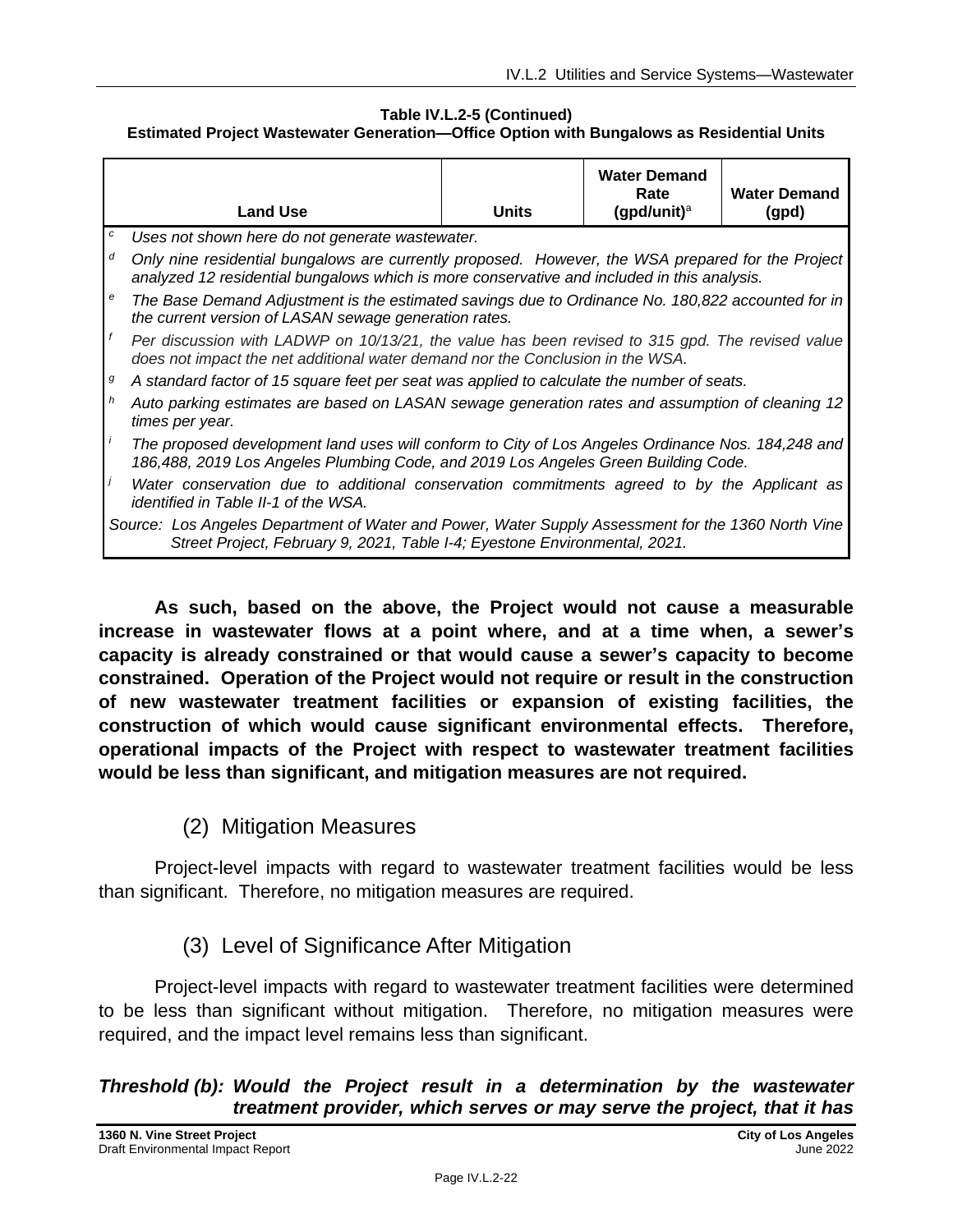**Table IV.L.2-5 (Continued)**
**Estimated Project Wastewater Generation—Office Option with Bungalows as Residential Units**

| Land Use | Units | Water Demand Rate (gpd/unit)[a] | Water Demand (gpd) |
|---|---|---|---|

[c] *Uses not shown here do not generate wastewater.*

[d] *Only nine residential bungalows are currently proposed. However, the WSA prepared for the Project analyzed 12 residential bungalows which is more conservative and included in this analysis.*

[e] *The Base Demand Adjustment is the estimated savings due to Ordinance No. 180,822 accounted for in the current version of LASAN sewage generation rates.*

[f] *Per discussion with LADWP on 10/13/21, the value has been revised to 315 gpd. The revised value does not impact the net additional water demand nor the Conclusion in the WSA.*

[g] *A standard factor of 15 square feet per seat was applied to calculate the number of seats.*

[h] *Auto parking estimates are based on LASAN sewage generation rates and assumption of cleaning 12 times per year.*

[i] *The proposed development land uses will conform to City of Los Angeles Ordinance Nos. 184,248 and 186,488, 2019 Los Angeles Plumbing Code, and 2019 Los Angeles Green Building Code.*

[j] *Water conservation due to additional conservation commitments agreed to by the Applicant as identified in Table II-1 of the WSA.*

*Source: Los Angeles Department of Water and Power, Water Supply Assessment for the 1360 North Vine Street Project, February 9, 2021, Table I-4; Eyestone Environmental, 2021.*

**As such, based on the above, the Project would not cause a measurable increase in wastewater flows at a point where, and at a time when, a sewer's capacity is already constrained or that would cause a sewer's capacity to become constrained. Operation of the Project would not require or result in the construction of new wastewater treatment facilities or expansion of existing facilities, the construction of which would cause significant environmental effects. Therefore, operational impacts of the Project with respect to wastewater treatment facilities would be less than significant, and mitigation measures are not required.**

### (2) Mitigation Measures

Project-level impacts with regard to wastewater treatment facilities would be less than significant. Therefore, no mitigation measures are required.

### (3) Level of Significance After Mitigation

Project-level impacts with regard to wastewater treatment facilities were determined to be less than significant without mitigation. Therefore, no mitigation measures were required, and the impact level remains less than significant.

***Threshold (b): Would the Project result in a determination by the wastewater treatment provider, which serves or may serve the project, that it has***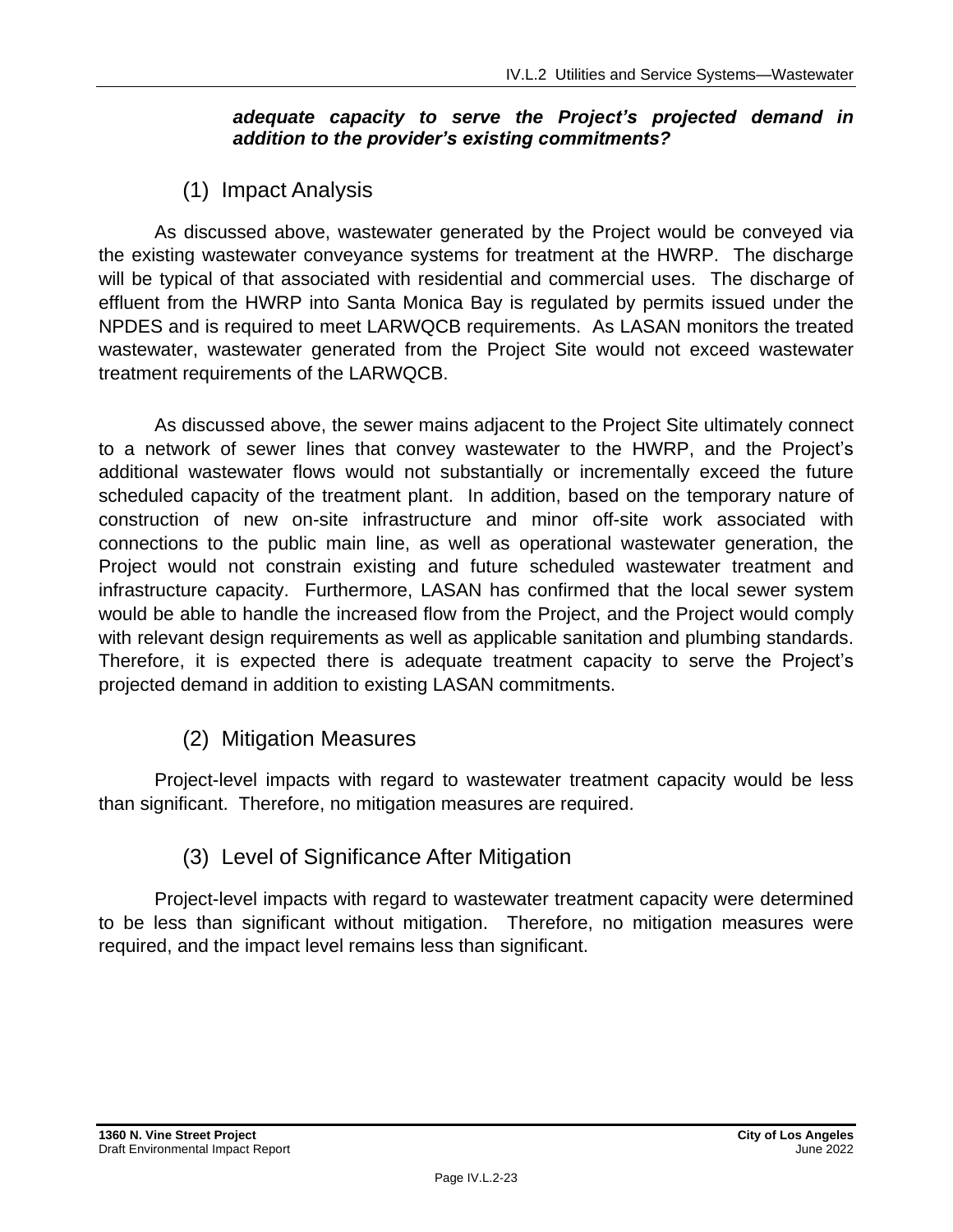***adequate capacity to serve the Project's projected demand in addition to the provider's existing commitments?***

### (1) Impact Analysis

As discussed above, wastewater generated by the Project would be conveyed via the existing wastewater conveyance systems for treatment at the HWRP. The discharge will be typical of that associated with residential and commercial uses. The discharge of effluent from the HWRP into Santa Monica Bay is regulated by permits issued under the NPDES and is required to meet LARWQCB requirements. As LASAN monitors the treated wastewater, wastewater generated from the Project Site would not exceed wastewater treatment requirements of the LARWQCB.

As discussed above, the sewer mains adjacent to the Project Site ultimately connect to a network of sewer lines that convey wastewater to the HWRP, and the Project's additional wastewater flows would not substantially or incrementally exceed the future scheduled capacity of the treatment plant. In addition, based on the temporary nature of construction of new on-site infrastructure and minor off-site work associated with connections to the public main line, as well as operational wastewater generation, the Project would not constrain existing and future scheduled wastewater treatment and infrastructure capacity. Furthermore, LASAN has confirmed that the local sewer system would be able to handle the increased flow from the Project, and the Project would comply with relevant design requirements as well as applicable sanitation and plumbing standards. Therefore, it is expected there is adequate treatment capacity to serve the Project's projected demand in addition to existing LASAN commitments.

### (2) Mitigation Measures

Project-level impacts with regard to wastewater treatment capacity would be less than significant. Therefore, no mitigation measures are required.

### (3) Level of Significance After Mitigation

Project-level impacts with regard to wastewater treatment capacity were determined to be less than significant without mitigation. Therefore, no mitigation measures were required, and the impact level remains less than significant.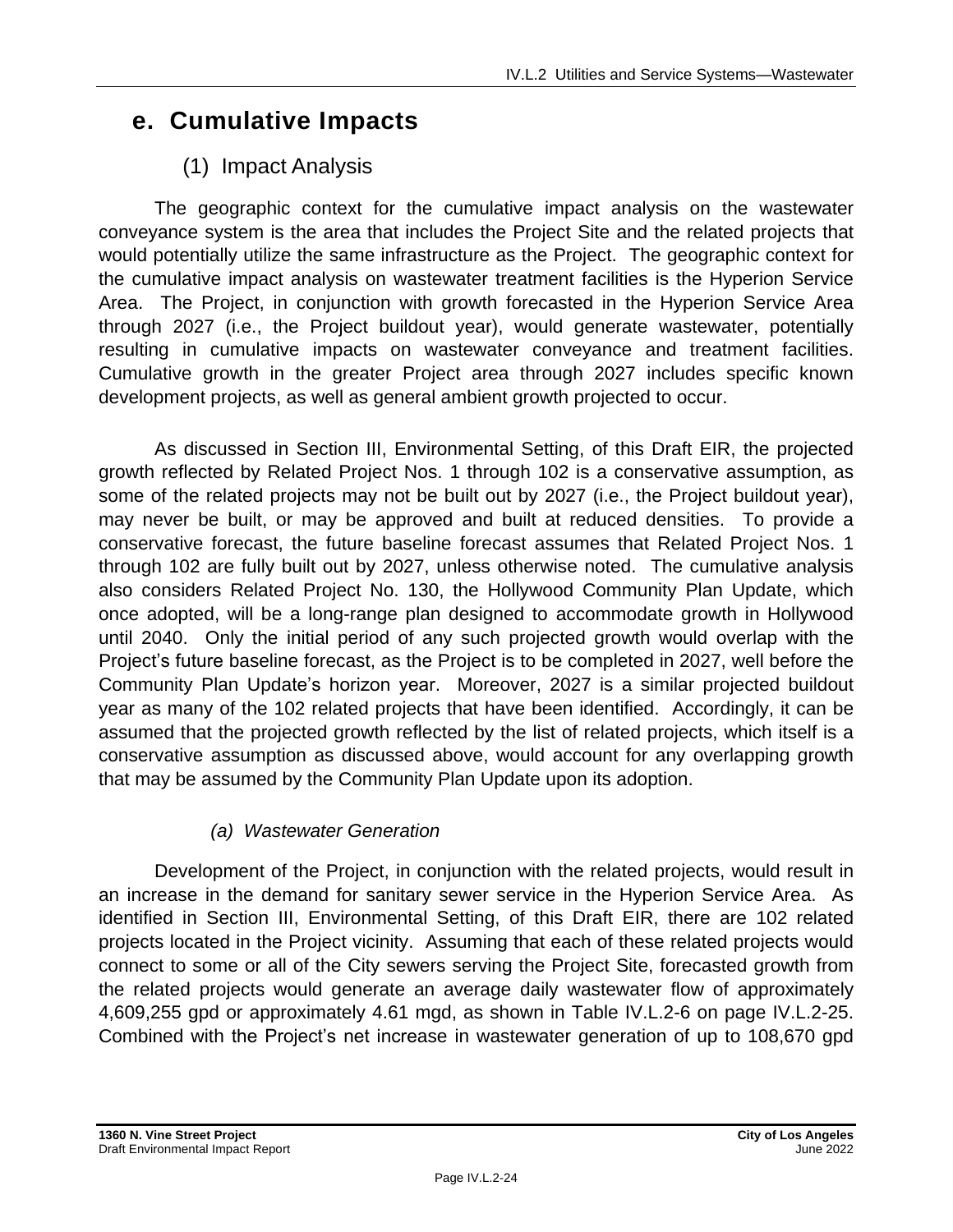## e. Cumulative Impacts

### (1) Impact Analysis

The geographic context for the cumulative impact analysis on the wastewater conveyance system is the area that includes the Project Site and the related projects that would potentially utilize the same infrastructure as the Project. The geographic context for the cumulative impact analysis on wastewater treatment facilities is the Hyperion Service Area. The Project, in conjunction with growth forecasted in the Hyperion Service Area through 2027 (i.e., the Project buildout year), would generate wastewater, potentially resulting in cumulative impacts on wastewater conveyance and treatment facilities. Cumulative growth in the greater Project area through 2027 includes specific known development projects, as well as general ambient growth projected to occur.

As discussed in Section III, Environmental Setting, of this Draft EIR, the projected growth reflected by Related Project Nos. 1 through 102 is a conservative assumption, as some of the related projects may not be built out by 2027 (i.e., the Project buildout year), may never be built, or may be approved and built at reduced densities. To provide a conservative forecast, the future baseline forecast assumes that Related Project Nos. 1 through 102 are fully built out by 2027, unless otherwise noted. The cumulative analysis also considers Related Project No. 130, the Hollywood Community Plan Update, which once adopted, will be a long-range plan designed to accommodate growth in Hollywood until 2040. Only the initial period of any such projected growth would overlap with the Project's future baseline forecast, as the Project is to be completed in 2027, well before the Community Plan Update's horizon year. Moreover, 2027 is a similar projected buildout year as many of the 102 related projects that have been identified. Accordingly, it can be assumed that the projected growth reflected by the list of related projects, which itself is a conservative assumption as discussed above, would account for any overlapping growth that may be assumed by the Community Plan Update upon its adoption.

#### *(a) Wastewater Generation*

Development of the Project, in conjunction with the related projects, would result in an increase in the demand for sanitary sewer service in the Hyperion Service Area. As identified in Section III, Environmental Setting, of this Draft EIR, there are 102 related projects located in the Project vicinity. Assuming that each of these related projects would connect to some or all of the City sewers serving the Project Site, forecasted growth from the related projects would generate an average daily wastewater flow of approximately 4,609,255 gpd or approximately 4.61 mgd, as shown in Table IV.L.2-6 on page IV.L.2-25. Combined with the Project's net increase in wastewater generation of up to 108,670 gpd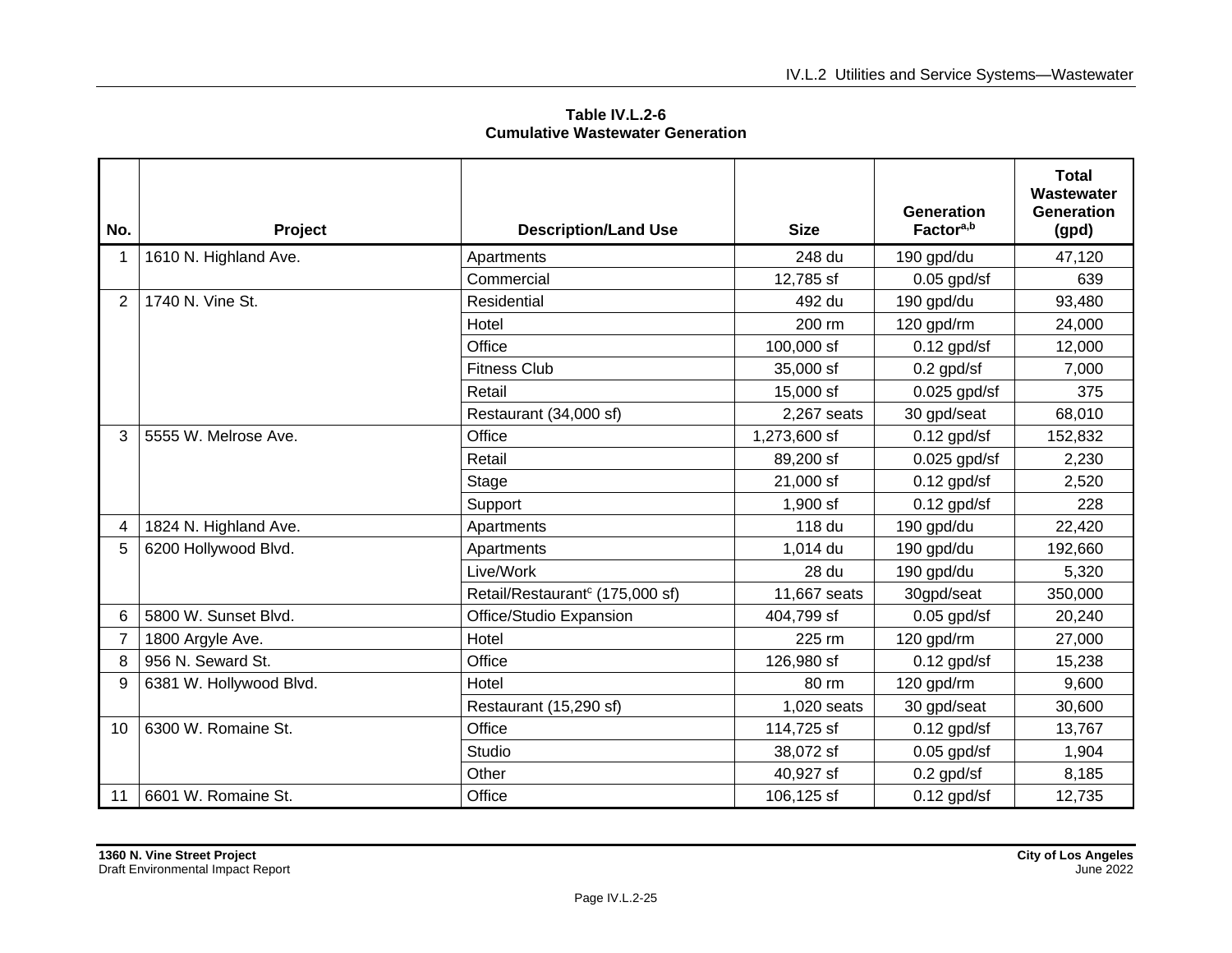**Table IV.L.2-6**
**Cumulative Wastewater Generation**

| No. | Project | Description/Land Use | Size | Generation Factor[a,b] | Total Wastewater Generation (gpd) |
|---|---|---|---|---|---|
| 1 | 1610 N. Highland Ave. | Apartments | 248 du | 190 gpd/du | 47,120 |
| | | Commercial | 12,785 sf | 0.05 gpd/sf | 639 |
| 2 | 1740 N. Vine St. | Residential | 492 du | 190 gpd/du | 93,480 |
| | | Hotel | 200 rm | 120 gpd/rm | 24,000 |
| | | Office | 100,000 sf | 0.12 gpd/sf | 12,000 |
| | | Fitness Club | 35,000 sf | 0.2 gpd/sf | 7,000 |
| | | Retail | 15,000 sf | 0.025 gpd/sf | 375 |
| | | Restaurant (34,000 sf) | 2,267 seats | 30 gpd/seat | 68,010 |
| 3 | 5555 W. Melrose Ave. | Office | 1,273,600 sf | 0.12 gpd/sf | 152,832 |
| | | Retail | 89,200 sf | 0.025 gpd/sf | 2,230 |
| | | Stage | 21,000 sf | 0.12 gpd/sf | 2,520 |
| | | Support | 1,900 sf | 0.12 gpd/sf | 228 |
| 4 | 1824 N. Highland Ave. | Apartments | 118 du | 190 gpd/du | 22,420 |
| 5 | 6200 Hollywood Blvd. | Apartments | 1,014 du | 190 gpd/du | 192,660 |
| | | Live/Work | 28 du | 190 gpd/du | 5,320 |
| | | Retail/Restaurant[c] (175,000 sf) | 11,667 seats | 30gpd/seat | 350,000 |
| 6 | 5800 W. Sunset Blvd. | Office/Studio Expansion | 404,799 sf | 0.05 gpd/sf | 20,240 |
| 7 | 1800 Argyle Ave. | Hotel | 225 rm | 120 gpd/rm | 27,000 |
| 8 | 956 N. Seward St. | Office | 126,980 sf | 0.12 gpd/sf | 15,238 |
| 9 | 6381 W. Hollywood Blvd. | Hotel | 80 rm | 120 gpd/rm | 9,600 |
| | | Restaurant (15,290 sf) | 1,020 seats | 30 gpd/seat | 30,600 |
| 10 | 6300 W. Romaine St. | Office | 114,725 sf | 0.12 gpd/sf | 13,767 |
| | | Studio | 38,072 sf | 0.05 gpd/sf | 1,904 |
| | | Other | 40,927 sf | 0.2 gpd/sf | 8,185 |
| 11 | 6601 W. Romaine St. | Office | 106,125 sf | 0.12 gpd/sf | 12,735 |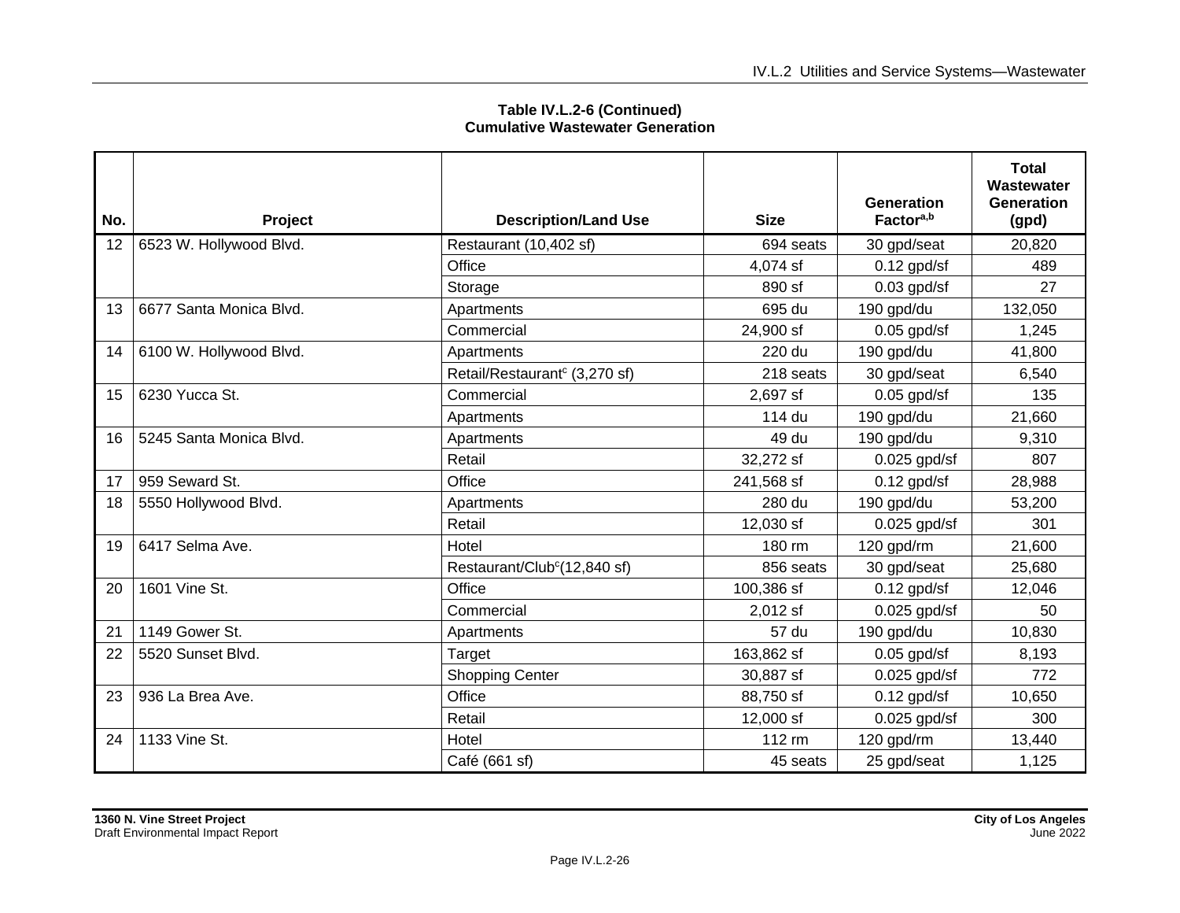**Table IV.L.2-6 (Continued)**
**Cumulative Wastewater Generation**

| No. | Project | Description/Land Use | Size | Generation Factor[a,b] | Total Wastewater Generation (gpd) |
|---|---|---|---|---|---|
| 12 | 6523 W. Hollywood Blvd. | Restaurant (10,402 sf) | 694 seats | 30 gpd/seat | 20,820 |
| | | Office | 4,074 sf | 0.12 gpd/sf | 489 |
| | | Storage | 890 sf | 0.03 gpd/sf | 27 |
| 13 | 6677 Santa Monica Blvd. | Apartments | 695 du | 190 gpd/du | 132,050 |
| | | Commercial | 24,900 sf | 0.05 gpd/sf | 1,245 |
| 14 | 6100 W. Hollywood Blvd. | Apartments | 220 du | 190 gpd/du | 41,800 |
| | | Retail/Restaurant[c] (3,270 sf) | 218 seats | 30 gpd/seat | 6,540 |
| 15 | 6230 Yucca St. | Commercial | 2,697 sf | 0.05 gpd/sf | 135 |
| | | Apartments | 114 du | 190 gpd/du | 21,660 |
| 16 | 5245 Santa Monica Blvd. | Apartments | 49 du | 190 gpd/du | 9,310 |
| | | Retail | 32,272 sf | 0.025 gpd/sf | 807 |
| 17 | 959 Seward St. | Office | 241,568 sf | 0.12 gpd/sf | 28,988 |
| 18 | 5550 Hollywood Blvd. | Apartments | 280 du | 190 gpd/du | 53,200 |
| | | Retail | 12,030 sf | 0.025 gpd/sf | 301 |
| 19 | 6417 Selma Ave. | Hotel | 180 rm | 120 gpd/rm | 21,600 |
| | | Restaurant/Club[c](12,840 sf) | 856 seats | 30 gpd/seat | 25,680 |
| 20 | 1601 Vine St. | Office | 100,386 sf | 0.12 gpd/sf | 12,046 |
| | | Commercial | 2,012 sf | 0.025 gpd/sf | 50 |
| 21 | 1149 Gower St. | Apartments | 57 du | 190 gpd/du | 10,830 |
| 22 | 5520 Sunset Blvd. | Target | 163,862 sf | 0.05 gpd/sf | 8,193 |
| | | Shopping Center | 30,887 sf | 0.025 gpd/sf | 772 |
| 23 | 936 La Brea Ave. | Office | 88,750 sf | 0.12 gpd/sf | 10,650 |
| | | Retail | 12,000 sf | 0.025 gpd/sf | 300 |
| 24 | 1133 Vine St. | Hotel | 112 rm | 120 gpd/rm | 13,440 |
| | | Café (661 sf) | 45 seats | 25 gpd/seat | 1,125 |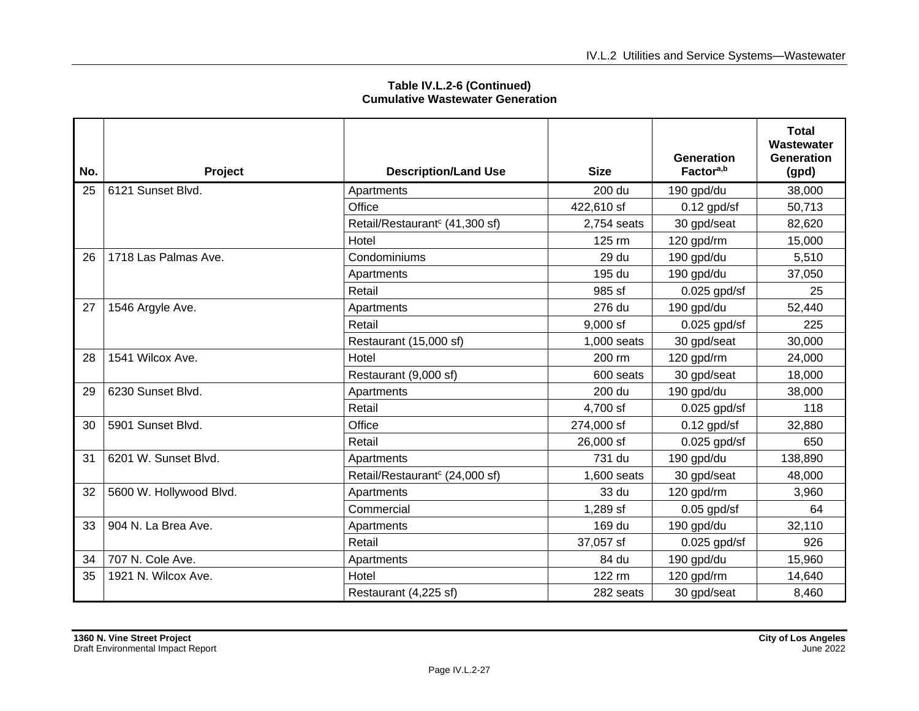**Table IV.L.2-6 (Continued)**
**Cumulative Wastewater Generation**

| No. | Project | Description/Land Use | Size | Generation Factor[a,b] | Total Wastewater Generation (gpd) |
|---|---|---|---|---|---|
| 25 | 6121 Sunset Blvd. | Apartments | 200 du | 190 gpd/du | 38,000 |
| | | Office | 422,610 sf | 0.12 gpd/sf | 50,713 |
| | | Retail/Restaurant[c] (41,300 sf) | 2,754 seats | 30 gpd/seat | 82,620 |
| | | Hotel | 125 rm | 120 gpd/rm | 15,000 |
| 26 | 1718 Las Palmas Ave. | Condominiums | 29 du | 190 gpd/du | 5,510 |
| | | Apartments | 195 du | 190 gpd/du | 37,050 |
| | | Retail | 985 sf | 0.025 gpd/sf | 25 |
| 27 | 1546 Argyle Ave. | Apartments | 276 du | 190 gpd/du | 52,440 |
| | | Retail | 9,000 sf | 0.025 gpd/sf | 225 |
| | | Restaurant (15,000 sf) | 1,000 seats | 30 gpd/seat | 30,000 |
| 28 | 1541 Wilcox Ave. | Hotel | 200 rm | 120 gpd/rm | 24,000 |
| | | Restaurant (9,000 sf) | 600 seats | 30 gpd/seat | 18,000 |
| 29 | 6230 Sunset Blvd. | Apartments | 200 du | 190 gpd/du | 38,000 |
| | | Retail | 4,700 sf | 0.025 gpd/sf | 118 |
| 30 | 5901 Sunset Blvd. | Office | 274,000 sf | 0.12 gpd/sf | 32,880 |
| | | Retail | 26,000 sf | 0.025 gpd/sf | 650 |
| 31 | 6201 W. Sunset Blvd. | Apartments | 731 du | 190 gpd/du | 138,890 |
| | | Retail/Restaurant[c] (24,000 sf) | 1,600 seats | 30 gpd/seat | 48,000 |
| 32 | 5600 W. Hollywood Blvd. | Apartments | 33 du | 120 gpd/rm | 3,960 |
| | | Commercial | 1,289 sf | 0.05 gpd/sf | 64 |
| 33 | 904 N. La Brea Ave. | Apartments | 169 du | 190 gpd/du | 32,110 |
| | | Retail | 37,057 sf | 0.025 gpd/sf | 926 |
| 34 | 707 N. Cole Ave. | Apartments | 84 du | 190 gpd/du | 15,960 |
| 35 | 1921 N. Wilcox Ave. | Hotel | 122 rm | 120 gpd/rm | 14,640 |
| | | Restaurant (4,225 sf) | 282 seats | 30 gpd/seat | 8,460 |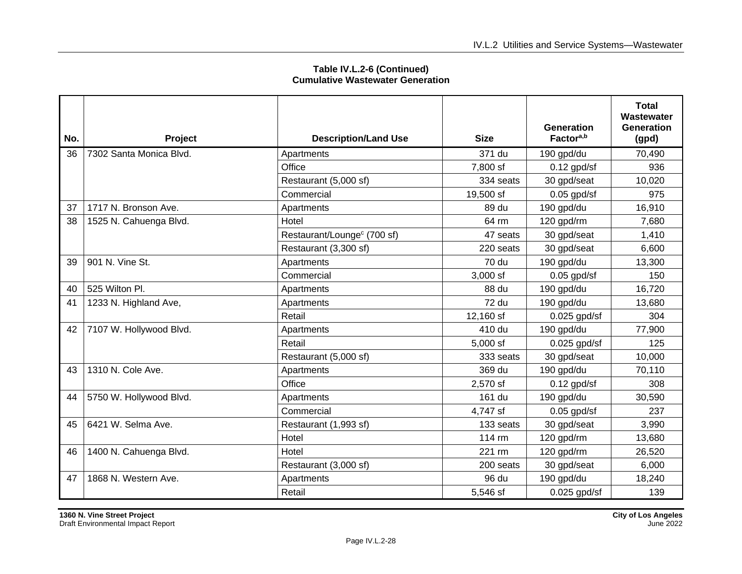**Table IV.L.2-6 (Continued)**
**Cumulative Wastewater Generation**

| No. | Project | Description/Land Use | Size | Generation Factor[a,b] | Total Wastewater Generation (gpd) |
|---|---|---|---|---|---|
| 36 | 7302 Santa Monica Blvd. | Apartments | 371 du | 190 gpd/du | 70,490 |
| | | Office | 7,800 sf | 0.12 gpd/sf | 936 |
| | | Restaurant (5,000 sf) | 334 seats | 30 gpd/seat | 10,020 |
| | | Commercial | 19,500 sf | 0.05 gpd/sf | 975 |
| 37 | 1717 N. Bronson Ave. | Apartments | 89 du | 190 gpd/du | 16,910 |
| 38 | 1525 N. Cahuenga Blvd. | Hotel | 64 rm | 120 gpd/rm | 7,680 |
| | | Restaurant/Lounge[c] (700 sf) | 47 seats | 30 gpd/seat | 1,410 |
| | | Restaurant (3,300 sf) | 220 seats | 30 gpd/seat | 6,600 |
| 39 | 901 N. Vine St. | Apartments | 70 du | 190 gpd/du | 13,300 |
| | | Commercial | 3,000 sf | 0.05 gpd/sf | 150 |
| 40 | 525 Wilton Pl. | Apartments | 88 du | 190 gpd/du | 16,720 |
| 41 | 1233 N. Highland Ave, | Apartments | 72 du | 190 gpd/du | 13,680 |
| | | Retail | 12,160 sf | 0.025 gpd/sf | 304 |
| 42 | 7107 W. Hollywood Blvd. | Apartments | 410 du | 190 gpd/du | 77,900 |
| | | Retail | 5,000 sf | 0.025 gpd/sf | 125 |
| | | Restaurant (5,000 sf) | 333 seats | 30 gpd/seat | 10,000 |
| 43 | 1310 N. Cole Ave. | Apartments | 369 du | 190 gpd/du | 70,110 |
| | | Office | 2,570 sf | 0.12 gpd/sf | 308 |
| 44 | 5750 W. Hollywood Blvd. | Apartments | 161 du | 190 gpd/du | 30,590 |
| | | Commercial | 4,747 sf | 0.05 gpd/sf | 237 |
| 45 | 6421 W. Selma Ave. | Restaurant (1,993 sf) | 133 seats | 30 gpd/seat | 3,990 |
| | | Hotel | 114 rm | 120 gpd/rm | 13,680 |
| 46 | 1400 N. Cahuenga Blvd. | Hotel | 221 rm | 120 gpd/rm | 26,520 |
| | | Restaurant (3,000 sf) | 200 seats | 30 gpd/seat | 6,000 |
| 47 | 1868 N. Western Ave. | Apartments | 96 du | 190 gpd/du | 18,240 |
| | | Retail | 5,546 sf | 0.025 gpd/sf | 139 |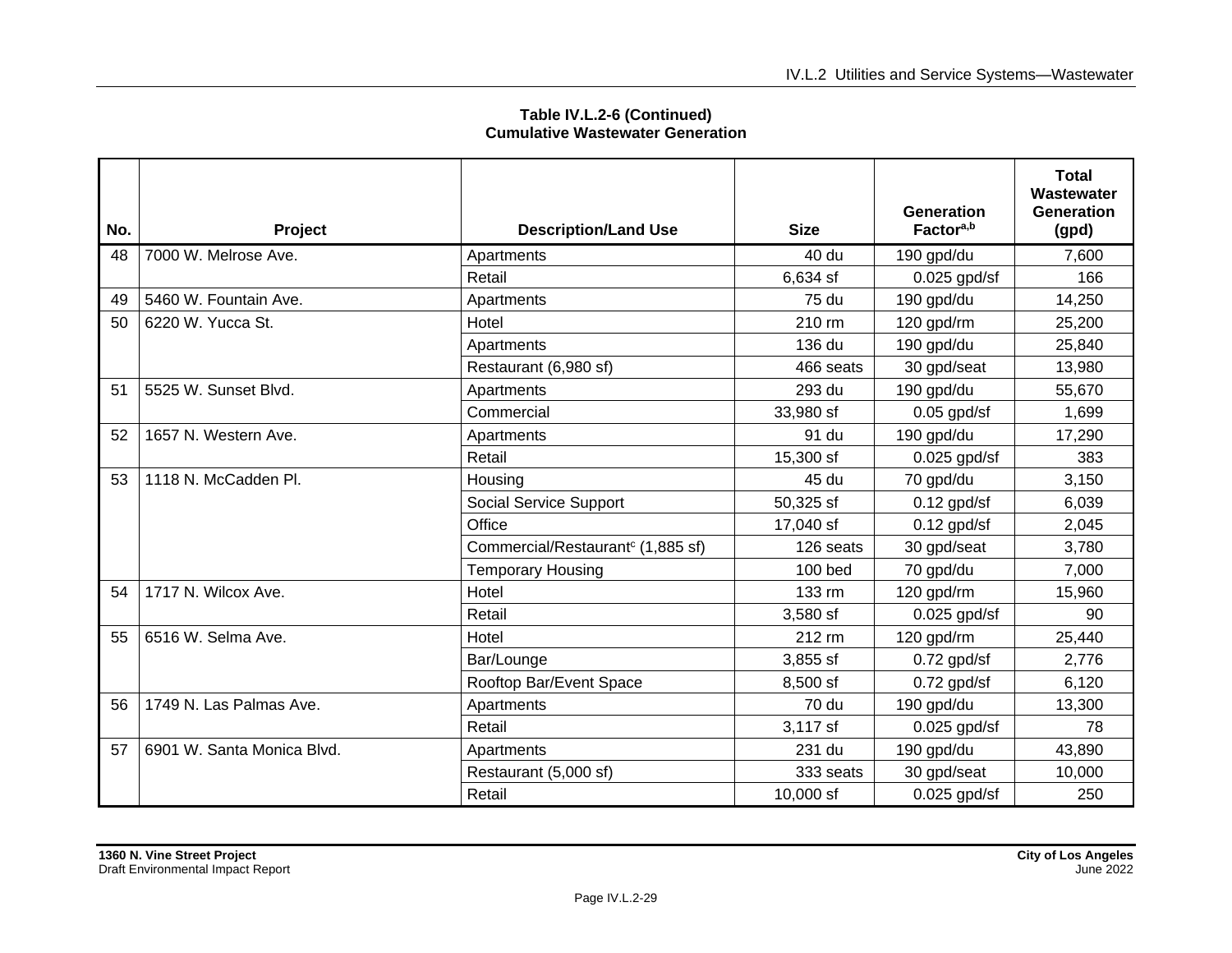**Table IV.L.2-6 (Continued)**
**Cumulative Wastewater Generation**

| No. | Project | Description/Land Use | Size | Generation Factor[a,b] | Total Wastewater Generation (gpd) |
|---|---|---|---|---|---|
| 48 | 7000 W. Melrose Ave. | Apartments | 40 du | 190 gpd/du | 7,600 |
| | | Retail | 6,634 sf | 0.025 gpd/sf | 166 |
| 49 | 5460 W. Fountain Ave. | Apartments | 75 du | 190 gpd/du | 14,250 |
| 50 | 6220 W. Yucca St. | Hotel | 210 rm | 120 gpd/rm | 25,200 |
| | | Apartments | 136 du | 190 gpd/du | 25,840 |
| | | Restaurant (6,980 sf) | 466 seats | 30 gpd/seat | 13,980 |
| 51 | 5525 W. Sunset Blvd. | Apartments | 293 du | 190 gpd/du | 55,670 |
| | | Commercial | 33,980 sf | 0.05 gpd/sf | 1,699 |
| 52 | 1657 N. Western Ave. | Apartments | 91 du | 190 gpd/du | 17,290 |
| | | Retail | 15,300 sf | 0.025 gpd/sf | 383 |
| 53 | 1118 N. McCadden Pl. | Housing | 45 du | 70 gpd/du | 3,150 |
| | | Social Service Support | 50,325 sf | 0.12 gpd/sf | 6,039 |
| | | Office | 17,040 sf | 0.12 gpd/sf | 2,045 |
| | | Commercial/Restaurant[c] (1,885 sf) | 126 seats | 30 gpd/seat | 3,780 |
| | | Temporary Housing | 100 bed | 70 gpd/du | 7,000 |
| 54 | 1717 N. Wilcox Ave. | Hotel | 133 rm | 120 gpd/rm | 15,960 |
| | | Retail | 3,580 sf | 0.025 gpd/sf | 90 |
| 55 | 6516 W. Selma Ave. | Hotel | 212 rm | 120 gpd/rm | 25,440 |
| | | Bar/Lounge | 3,855 sf | 0.72 gpd/sf | 2,776 |
| | | Rooftop Bar/Event Space | 8,500 sf | 0.72 gpd/sf | 6,120 |
| 56 | 1749 N. Las Palmas Ave. | Apartments | 70 du | 190 gpd/du | 13,300 |
| | | Retail | 3,117 sf | 0.025 gpd/sf | 78 |
| 57 | 6901 W. Santa Monica Blvd. | Apartments | 231 du | 190 gpd/du | 43,890 |
| | | Restaurant (5,000 sf) | 333 seats | 30 gpd/seat | 10,000 |
| | | Retail | 10,000 sf | 0.025 gpd/sf | 250 |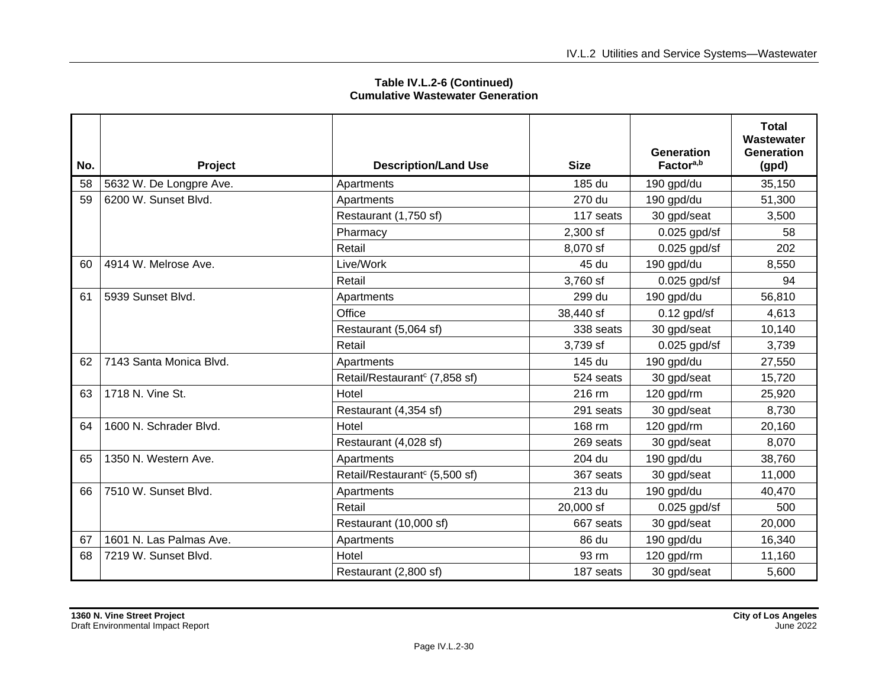**Table IV.L.2-6 (Continued)**
**Cumulative Wastewater Generation**

| No. | Project | Description/Land Use | Size | Generation Factor[a,b] | Total Wastewater Generation (gpd) |
|---|---|---|---|---|---|
| 58 | 5632 W. De Longpre Ave. | Apartments | 185 du | 190 gpd/du | 35,150 |
| 59 | 6200 W. Sunset Blvd. | Apartments | 270 du | 190 gpd/du | 51,300 |
| | | Restaurant (1,750 sf) | 117 seats | 30 gpd/seat | 3,500 |
| | | Pharmacy | 2,300 sf | 0.025 gpd/sf | 58 |
| | | Retail | 8,070 sf | 0.025 gpd/sf | 202 |
| 60 | 4914 W. Melrose Ave. | Live/Work | 45 du | 190 gpd/du | 8,550 |
| | | Retail | 3,760 sf | 0.025 gpd/sf | 94 |
| 61 | 5939 Sunset Blvd. | Apartments | 299 du | 190 gpd/du | 56,810 |
| | | Office | 38,440 sf | 0.12 gpd/sf | 4,613 |
| | | Restaurant (5,064 sf) | 338 seats | 30 gpd/seat | 10,140 |
| | | Retail | 3,739 sf | 0.025 gpd/sf | 3,739 |
| 62 | 7143 Santa Monica Blvd. | Apartments | 145 du | 190 gpd/du | 27,550 |
| | | Retail/Restaurant[c] (7,858 sf) | 524 seats | 30 gpd/seat | 15,720 |
| 63 | 1718 N. Vine St. | Hotel | 216 rm | 120 gpd/rm | 25,920 |
| | | Restaurant (4,354 sf) | 291 seats | 30 gpd/seat | 8,730 |
| 64 | 1600 N. Schrader Blvd. | Hotel | 168 rm | 120 gpd/rm | 20,160 |
| | | Restaurant (4,028 sf) | 269 seats | 30 gpd/seat | 8,070 |
| 65 | 1350 N. Western Ave. | Apartments | 204 du | 190 gpd/du | 38,760 |
| | | Retail/Restaurant[c] (5,500 sf) | 367 seats | 30 gpd/seat | 11,000 |
| 66 | 7510 W. Sunset Blvd. | Apartments | 213 du | 190 gpd/du | 40,470 |
| | | Retail | 20,000 sf | 0.025 gpd/sf | 500 |
| | | Restaurant (10,000 sf) | 667 seats | 30 gpd/seat | 20,000 |
| 67 | 1601 N. Las Palmas Ave. | Apartments | 86 du | 190 gpd/du | 16,340 |
| 68 | 7219 W. Sunset Blvd. | Hotel | 93 rm | 120 gpd/rm | 11,160 |
| | | Restaurant (2,800 sf) | 187 seats | 30 gpd/seat | 5,600 |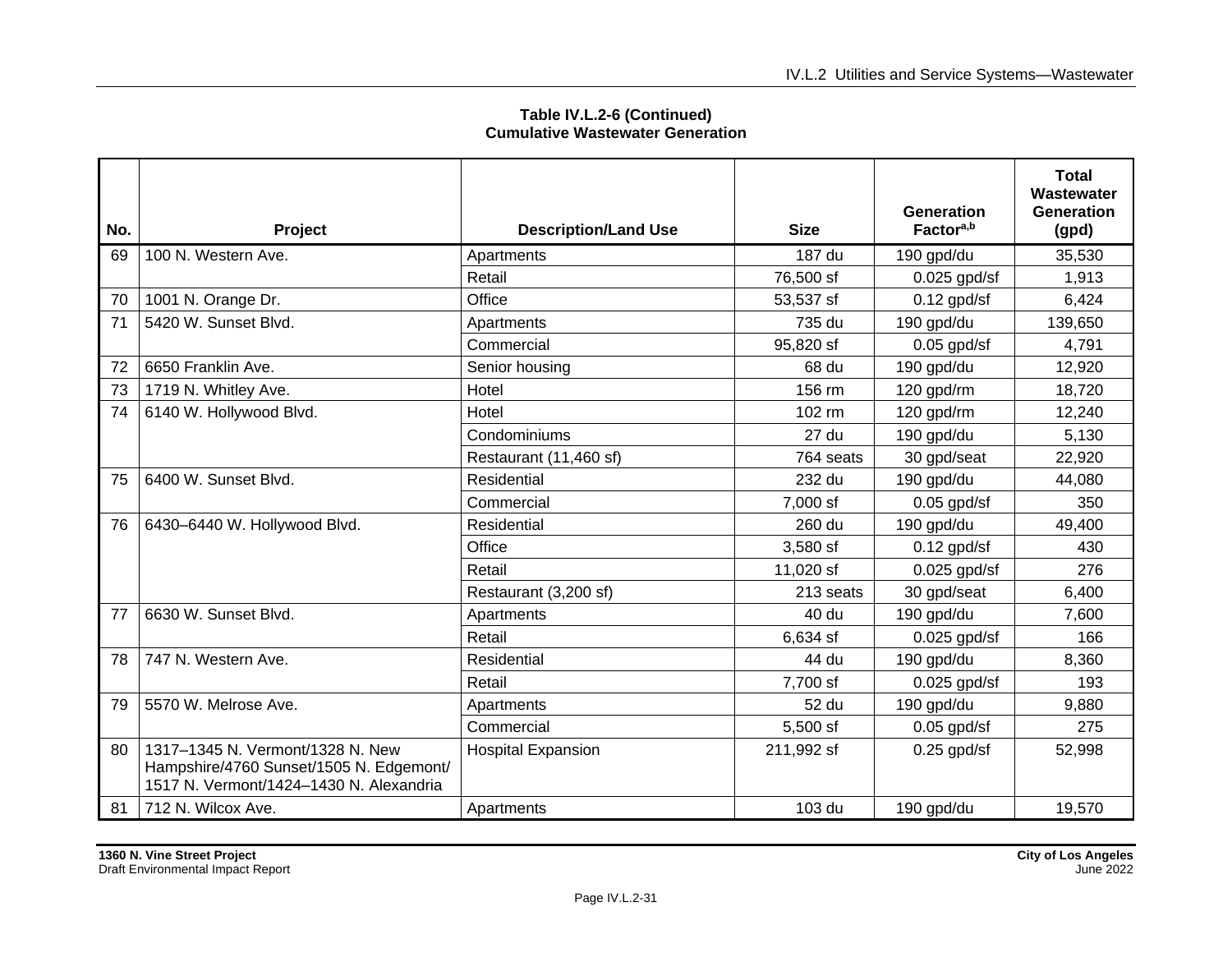**Table IV.L.2-6 (Continued)**
**Cumulative Wastewater Generation**

| No. | Project | Description/Land Use | Size | Generation Factor[a,b] | Total Wastewater Generation (gpd) |
|---|---|---|---|---|---|
| 69 | 100 N. Western Ave. | Apartments | 187 du | 190 gpd/du | 35,530 |
| | | Retail | 76,500 sf | 0.025 gpd/sf | 1,913 |
| 70 | 1001 N. Orange Dr. | Office | 53,537 sf | 0.12 gpd/sf | 6,424 |
| 71 | 5420 W. Sunset Blvd. | Apartments | 735 du | 190 gpd/du | 139,650 |
| | | Commercial | 95,820 sf | 0.05 gpd/sf | 4,791 |
| 72 | 6650 Franklin Ave. | Senior housing | 68 du | 190 gpd/du | 12,920 |
| 73 | 1719 N. Whitley Ave. | Hotel | 156 rm | 120 gpd/rm | 18,720 |
| 74 | 6140 W. Hollywood Blvd. | Hotel | 102 rm | 120 gpd/rm | 12,240 |
| | | Condominiums | 27 du | 190 gpd/du | 5,130 |
| | | Restaurant (11,460 sf) | 764 seats | 30 gpd/seat | 22,920 |
| 75 | 6400 W. Sunset Blvd. | Residential | 232 du | 190 gpd/du | 44,080 |
| | | Commercial | 7,000 sf | 0.05 gpd/sf | 350 |
| 76 | 6430–6440 W. Hollywood Blvd. | Residential | 260 du | 190 gpd/du | 49,400 |
| | | Office | 3,580 sf | 0.12 gpd/sf | 430 |
| | | Retail | 11,020 sf | 0.025 gpd/sf | 276 |
| | | Restaurant (3,200 sf) | 213 seats | 30 gpd/seat | 6,400 |
| 77 | 6630 W. Sunset Blvd. | Apartments | 40 du | 190 gpd/du | 7,600 |
| | | Retail | 6,634 sf | 0.025 gpd/sf | 166 |
| 78 | 747 N. Western Ave. | Residential | 44 du | 190 gpd/du | 8,360 |
| | | Retail | 7,700 sf | 0.025 gpd/sf | 193 |
| 79 | 5570 W. Melrose Ave. | Apartments | 52 du | 190 gpd/du | 9,880 |
| | | Commercial | 5,500 sf | 0.05 gpd/sf | 275 |
| 80 | 1317–1345 N. Vermont/1328 N. New Hampshire/4760 Sunset/1505 N. Edgemont/ 1517 N. Vermont/1424–1430 N. Alexandria | Hospital Expansion | 211,992 sf | 0.25 gpd/sf | 52,998 |
| 81 | 712 N. Wilcox Ave. | Apartments | 103 du | 190 gpd/du | 19,570 |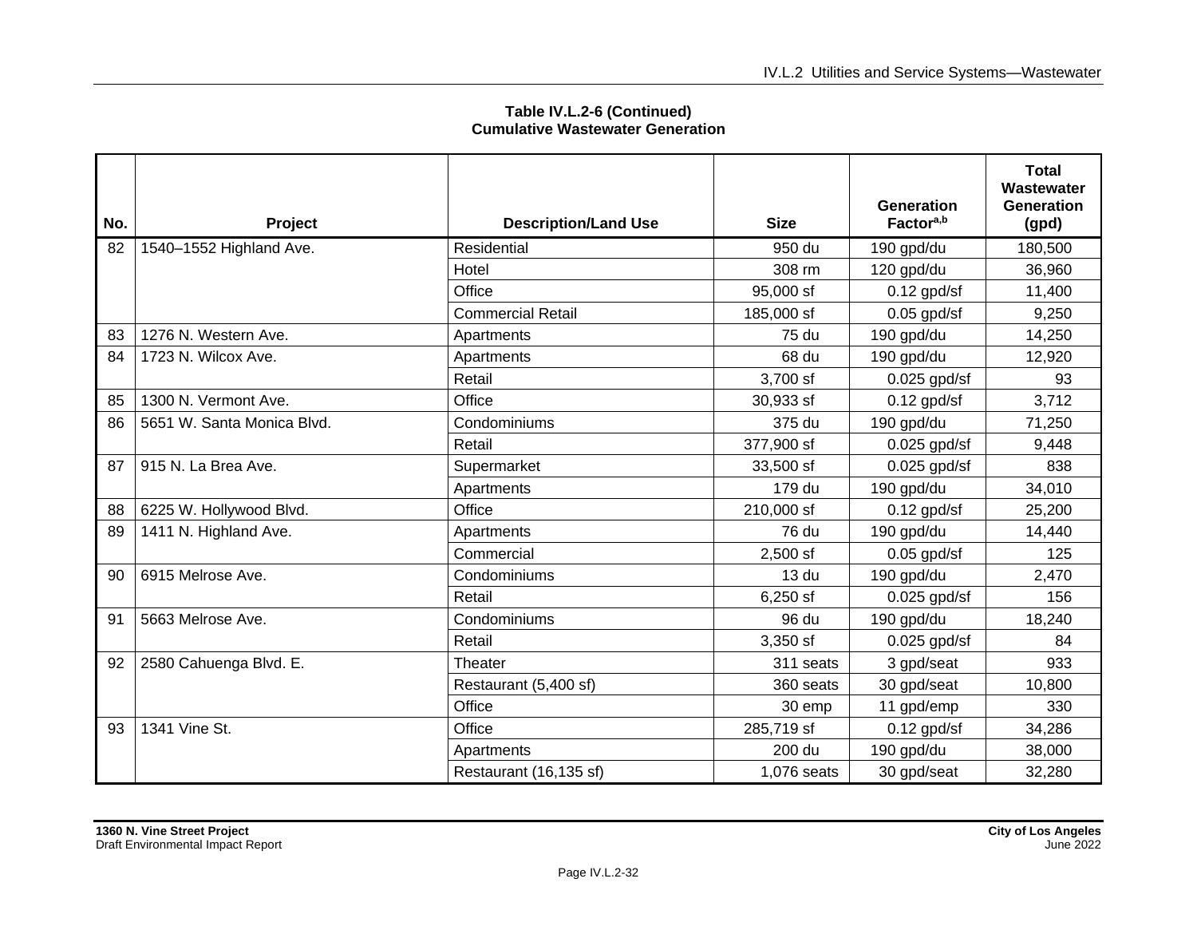**Table IV.L.2-6 (Continued)**
**Cumulative Wastewater Generation**

| No. | Project | Description/Land Use | Size | Generation Factor[a,b] | Total Wastewater Generation (gpd) |
|---|---|---|---|---|---|
| 82 | 1540–1552 Highland Ave. | Residential | 950 du | 190 gpd/du | 180,500 |
| | | Hotel | 308 rm | 120 gpd/du | 36,960 |
| | | Office | 95,000 sf | 0.12 gpd/sf | 11,400 |
| | | Commercial Retail | 185,000 sf | 0.05 gpd/sf | 9,250 |
| 83 | 1276 N. Western Ave. | Apartments | 75 du | 190 gpd/du | 14,250 |
| 84 | 1723 N. Wilcox Ave. | Apartments | 68 du | 190 gpd/du | 12,920 |
| | | Retail | 3,700 sf | 0.025 gpd/sf | 93 |
| 85 | 1300 N. Vermont Ave. | Office | 30,933 sf | 0.12 gpd/sf | 3,712 |
| 86 | 5651 W. Santa Monica Blvd. | Condominiums | 375 du | 190 gpd/du | 71,250 |
| | | Retail | 377,900 sf | 0.025 gpd/sf | 9,448 |
| 87 | 915 N. La Brea Ave. | Supermarket | 33,500 sf | 0.025 gpd/sf | 838 |
| | | Apartments | 179 du | 190 gpd/du | 34,010 |
| 88 | 6225 W. Hollywood Blvd. | Office | 210,000 sf | 0.12 gpd/sf | 25,200 |
| 89 | 1411 N. Highland Ave. | Apartments | 76 du | 190 gpd/du | 14,440 |
| | | Commercial | 2,500 sf | 0.05 gpd/sf | 125 |
| 90 | 6915 Melrose Ave. | Condominiums | 13 du | 190 gpd/du | 2,470 |
| | | Retail | 6,250 sf | 0.025 gpd/sf | 156 |
| 91 | 5663 Melrose Ave. | Condominiums | 96 du | 190 gpd/du | 18,240 |
| | | Retail | 3,350 sf | 0.025 gpd/sf | 84 |
| 92 | 2580 Cahuenga Blvd. E. | Theater | 311 seats | 3 gpd/seat | 933 |
| | | Restaurant (5,400 sf) | 360 seats | 30 gpd/seat | 10,800 |
| | | Office | 30 emp | 11 gpd/emp | 330 |
| 93 | 1341 Vine St. | Office | 285,719 sf | 0.12 gpd/sf | 34,286 |
| | | Apartments | 200 du | 190 gpd/du | 38,000 |
| | | Restaurant (16,135 sf) | 1,076 seats | 30 gpd/seat | 32,280 |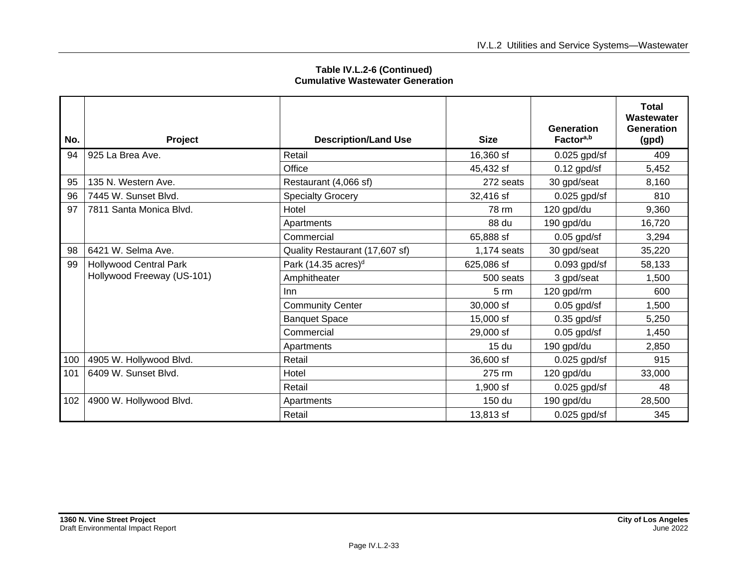**Table IV.L.2-6 (Continued)**
**Cumulative Wastewater Generation**

| No. | Project | Description/Land Use | Size | Generation Factor[a,b] | Total Wastewater Generation (gpd) |
|---|---|---|---|---|---|
| 94 | 925 La Brea Ave. | Retail | 16,360 sf | 0.025 gpd/sf | 409 |
| | | Office | 45,432 sf | 0.12 gpd/sf | 5,452 |
| 95 | 135 N. Western Ave. | Restaurant (4,066 sf) | 272 seats | 30 gpd/seat | 8,160 |
| 96 | 7445 W. Sunset Blvd. | Specialty Grocery | 32,416 sf | 0.025 gpd/sf | 810 |
| 97 | 7811 Santa Monica Blvd. | Hotel | 78 rm | 120 gpd/du | 9,360 |
| | | Apartments | 88 du | 190 gpd/du | 16,720 |
| | | Commercial | 65,888 sf | 0.05 gpd/sf | 3,294 |
| 98 | 6421 W. Selma Ave. | Quality Restaurant (17,607 sf) | 1,174 seats | 30 gpd/seat | 35,220 |
| 99 | Hollywood Central Park Hollywood Freeway (US-101) | Park (14.35 acres)[d] | 625,086 sf | 0.093 gpd/sf | 58,133 |
| | | Amphitheater | 500 seats | 3 gpd/seat | 1,500 |
| | | Inn | 5 rm | 120 gpd/rm | 600 |
| | | Community Center | 30,000 sf | 0.05 gpd/sf | 1,500 |
| | | Banquet Space | 15,000 sf | 0.35 gpd/sf | 5,250 |
| | | Commercial | 29,000 sf | 0.05 gpd/sf | 1,450 |
| | | Apartments | 15 du | 190 gpd/du | 2,850 |
| 100 | 4905 W. Hollywood Blvd. | Retail | 36,600 sf | 0.025 gpd/sf | 915 |
| 101 | 6409 W. Sunset Blvd. | Hotel | 275 rm | 120 gpd/du | 33,000 |
| | | Retail | 1,900 sf | 0.025 gpd/sf | 48 |
| 102 | 4900 W. Hollywood Blvd. | Apartments | 150 du | 190 gpd/du | 28,500 |
| | | Retail | 13,813 sf | 0.025 gpd/sf | 345 |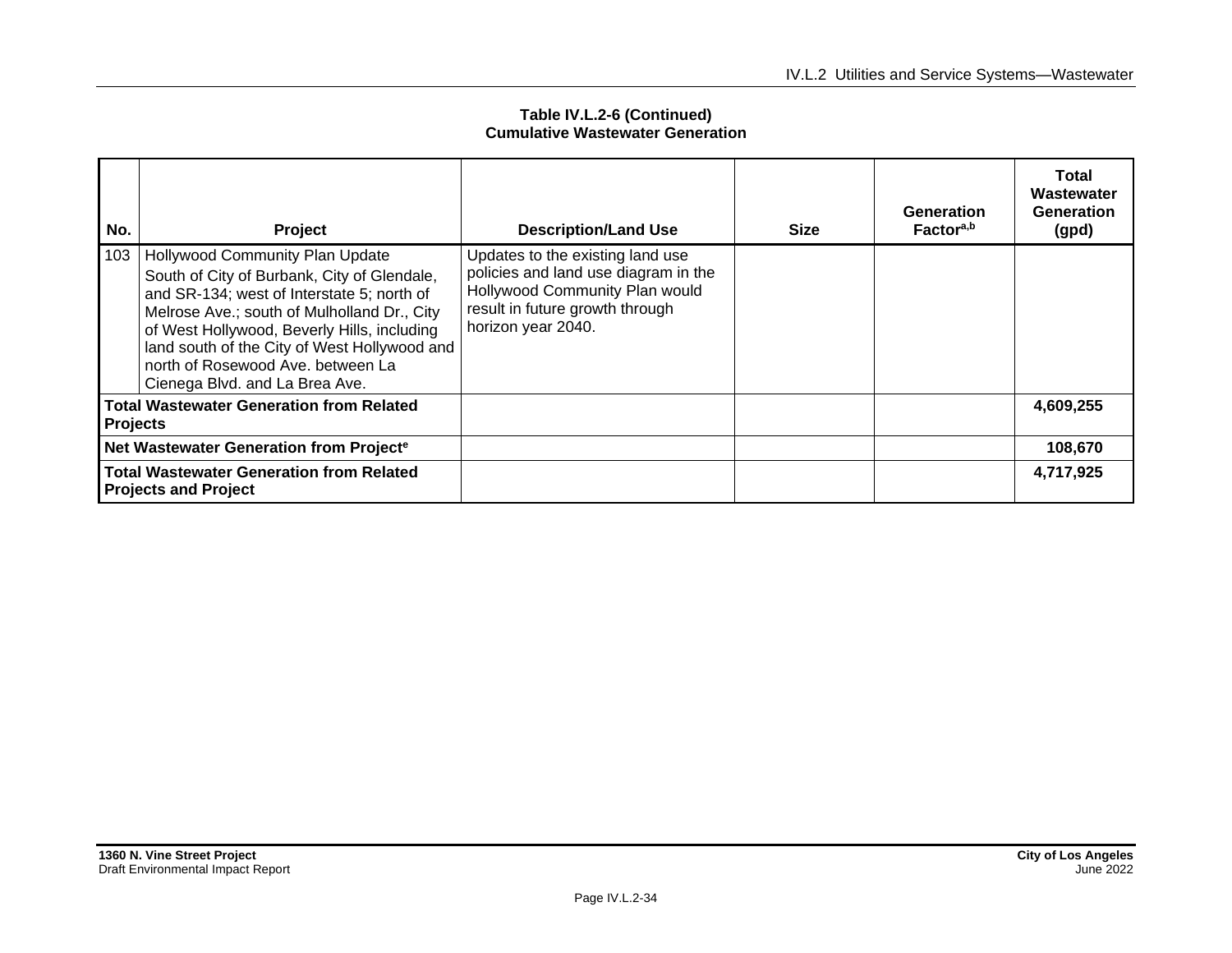**Table IV.L.2-6 (Continued)**
**Cumulative Wastewater Generation**

| No. | Project | Description/Land Use | Size | Generation Factor[a,b] | Total Wastewater Generation (gpd) |
|---|---|---|---|---|---|
| 103 | Hollywood Community Plan Update<br>South of City of Burbank, City of Glendale, and SR-134; west of Interstate 5; north of Melrose Ave.; south of Mulholland Dr., City of West Hollywood, Beverly Hills, including land south of the City of West Hollywood and north of Rosewood Ave. between La Cienega Blvd. and La Brea Ave. | Updates to the existing land use policies and land use diagram in the Hollywood Community Plan would result in future growth through horizon year 2040. | | | |
| **Total Wastewater Generation from Related Projects** | | | | | **4,609,255** |
| **Net Wastewater Generation from Project[e]** | | | | | **108,670** |
| **Total Wastewater Generation from Related Projects and Project** | | | | | **4,717,925** |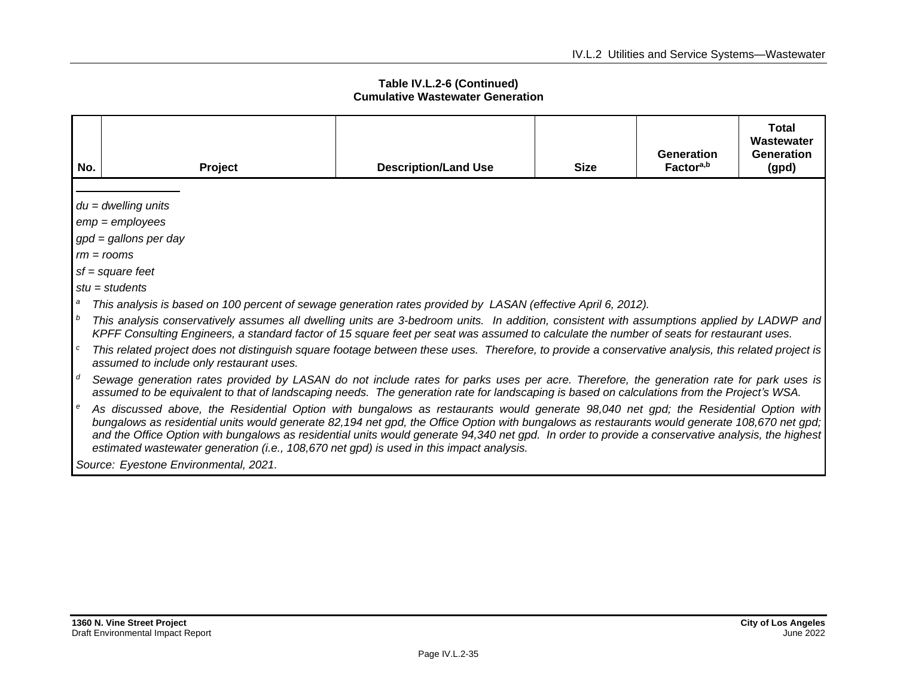**Table IV.L.2-6 (Continued)**
**Cumulative Wastewater Generation**

| No. | Project | Description/Land Use | Size | Generation Factor[a,b] | Total Wastewater Generation (gpd) |
|---|---|---|---|---|---|

*du = dwelling units*

*emp = employees*

*gpd = gallons per day*

*rm = rooms*

*sf = square feet*

*stu = students*

[a] *This analysis is based on 100 percent of sewage generation rates provided by LASAN (effective April 6, 2012).*

[b] *This analysis conservatively assumes all dwelling units are 3-bedroom units. In addition, consistent with assumptions applied by LADWP and KPFF Consulting Engineers, a standard factor of 15 square feet per seat was assumed to calculate the number of seats for restaurant uses.*

[c] *This related project does not distinguish square footage between these uses. Therefore, to provide a conservative analysis, this related project is assumed to include only restaurant uses.*

[d] *Sewage generation rates provided by LASAN do not include rates for parks uses per acre. Therefore, the generation rate for park uses is assumed to be equivalent to that of landscaping needs. The generation rate for landscaping is based on calculations from the Project's WSA.*

[e] *As discussed above, the Residential Option with bungalows as restaurants would generate 98,040 net gpd; the Residential Option with bungalows as residential units would generate 82,194 net gpd, the Office Option with bungalows as restaurants would generate 108,670 net gpd; and the Office Option with bungalows as residential units would generate 94,340 net gpd. In order to provide a conservative analysis, the highest estimated wastewater generation (i.e., 108,670 net gpd) is used in this impact analysis.*

*Source: Eyestone Environmental, 2021.*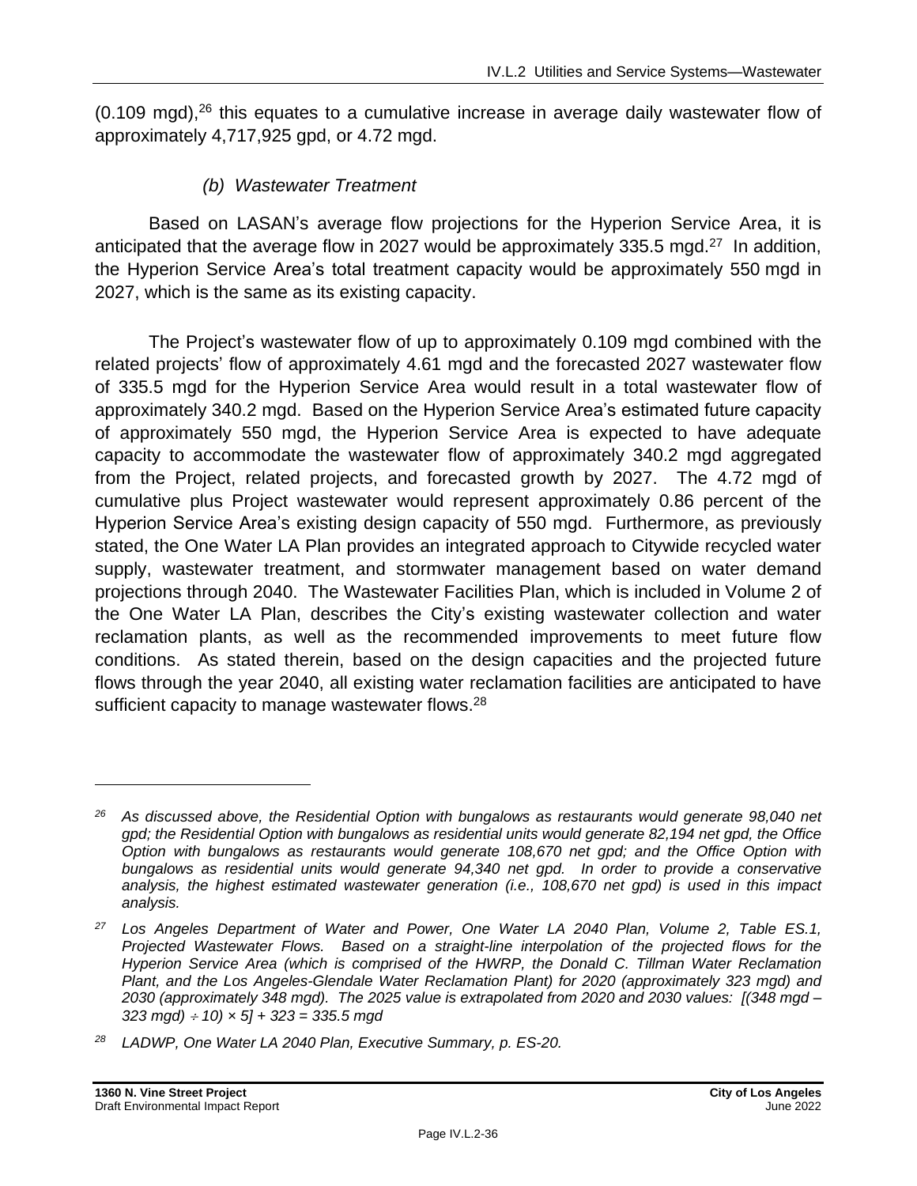(0.109 mgd),[26] this equates to a cumulative increase in average daily wastewater flow of approximately 4,717,925 gpd, or 4.72 mgd.

*(b) Wastewater Treatment*

Based on LASAN's average flow projections for the Hyperion Service Area, it is anticipated that the average flow in 2027 would be approximately 335.5 mgd.[27] In addition, the Hyperion Service Area's total treatment capacity would be approximately 550 mgd in 2027, which is the same as its existing capacity.

The Project's wastewater flow of up to approximately 0.109 mgd combined with the related projects' flow of approximately 4.61 mgd and the forecasted 2027 wastewater flow of 335.5 mgd for the Hyperion Service Area would result in a total wastewater flow of approximately 340.2 mgd. Based on the Hyperion Service Area's estimated future capacity of approximately 550 mgd, the Hyperion Service Area is expected to have adequate capacity to accommodate the wastewater flow of approximately 340.2 mgd aggregated from the Project, related projects, and forecasted growth by 2027. The 4.72 mgd of cumulative plus Project wastewater would represent approximately 0.86 percent of the Hyperion Service Area's existing design capacity of 550 mgd. Furthermore, as previously stated, the One Water LA Plan provides an integrated approach to Citywide recycled water supply, wastewater treatment, and stormwater management based on water demand projections through 2040. The Wastewater Facilities Plan, which is included in Volume 2 of the One Water LA Plan, describes the City's existing wastewater collection and water reclamation plants, as well as the recommended improvements to meet future flow conditions. As stated therein, based on the design capacities and the projected future flows through the year 2040, all existing water reclamation facilities are anticipated to have sufficient capacity to manage wastewater flows.[28]

---

*[26] As discussed above, the Residential Option with bungalows as restaurants would generate 98,040 net gpd; the Residential Option with bungalows as residential units would generate 82,194 net gpd, the Office Option with bungalows as restaurants would generate 108,670 net gpd; and the Office Option with bungalows as residential units would generate 94,340 net gpd. In order to provide a conservative analysis, the highest estimated wastewater generation (i.e., 108,670 net gpd) is used in this impact analysis.*

*[27] Los Angeles Department of Water and Power, One Water LA 2040 Plan, Volume 2, Table ES.1, Projected Wastewater Flows. Based on a straight-line interpolation of the projected flows for the Hyperion Service Area (which is comprised of the HWRP, the Donald C. Tillman Water Reclamation Plant, and the Los Angeles-Glendale Water Reclamation Plant) for 2020 (approximately 323 mgd) and 2030 (approximately 348 mgd). The 2025 value is extrapolated from 2020 and 2030 values: [(348 mgd – 323 mgd) ÷ 10) × 5] + 323 = 335.5 mgd*

*[28] LADWP, One Water LA 2040 Plan, Executive Summary, p. ES-20.*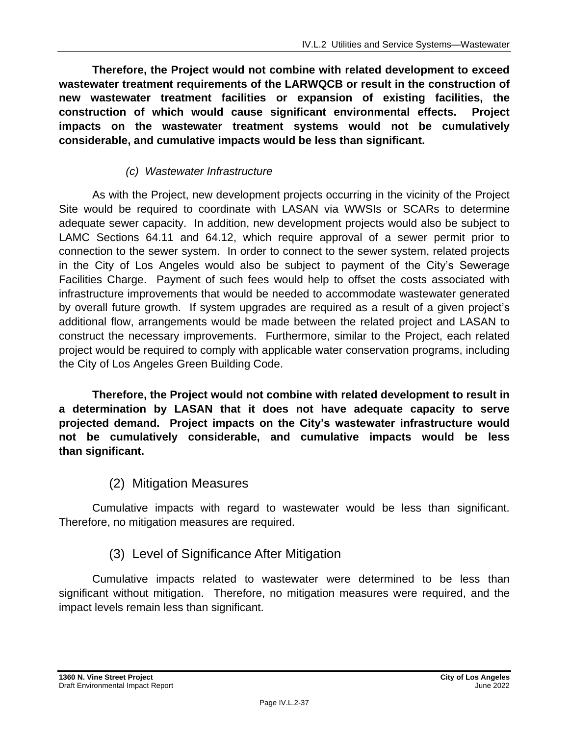**Therefore, the Project would not combine with related development to exceed wastewater treatment requirements of the LARWQCB or result in the construction of new wastewater treatment facilities or expansion of existing facilities, the construction of which would cause significant environmental effects. Project impacts on the wastewater treatment systems would not be cumulatively considerable, and cumulative impacts would be less than significant.**

*(c) Wastewater Infrastructure*

As with the Project, new development projects occurring in the vicinity of the Project Site would be required to coordinate with LASAN via WWSIs or SCARs to determine adequate sewer capacity. In addition, new development projects would also be subject to LAMC Sections 64.11 and 64.12, which require approval of a sewer permit prior to connection to the sewer system. In order to connect to the sewer system, related projects in the City of Los Angeles would also be subject to payment of the City's Sewerage Facilities Charge. Payment of such fees would help to offset the costs associated with infrastructure improvements that would be needed to accommodate wastewater generated by overall future growth. If system upgrades are required as a result of a given project's additional flow, arrangements would be made between the related project and LASAN to construct the necessary improvements. Furthermore, similar to the Project, each related project would be required to comply with applicable water conservation programs, including the City of Los Angeles Green Building Code.

**Therefore, the Project would not combine with related development to result in a determination by LASAN that it does not have adequate capacity to serve projected demand. Project impacts on the City's wastewater infrastructure would not be cumulatively considerable, and cumulative impacts would be less than significant.**

## (2) Mitigation Measures

Cumulative impacts with regard to wastewater would be less than significant. Therefore, no mitigation measures are required.

## (3) Level of Significance After Mitigation

Cumulative impacts related to wastewater were determined to be less than significant without mitigation. Therefore, no mitigation measures were required, and the impact levels remain less than significant.